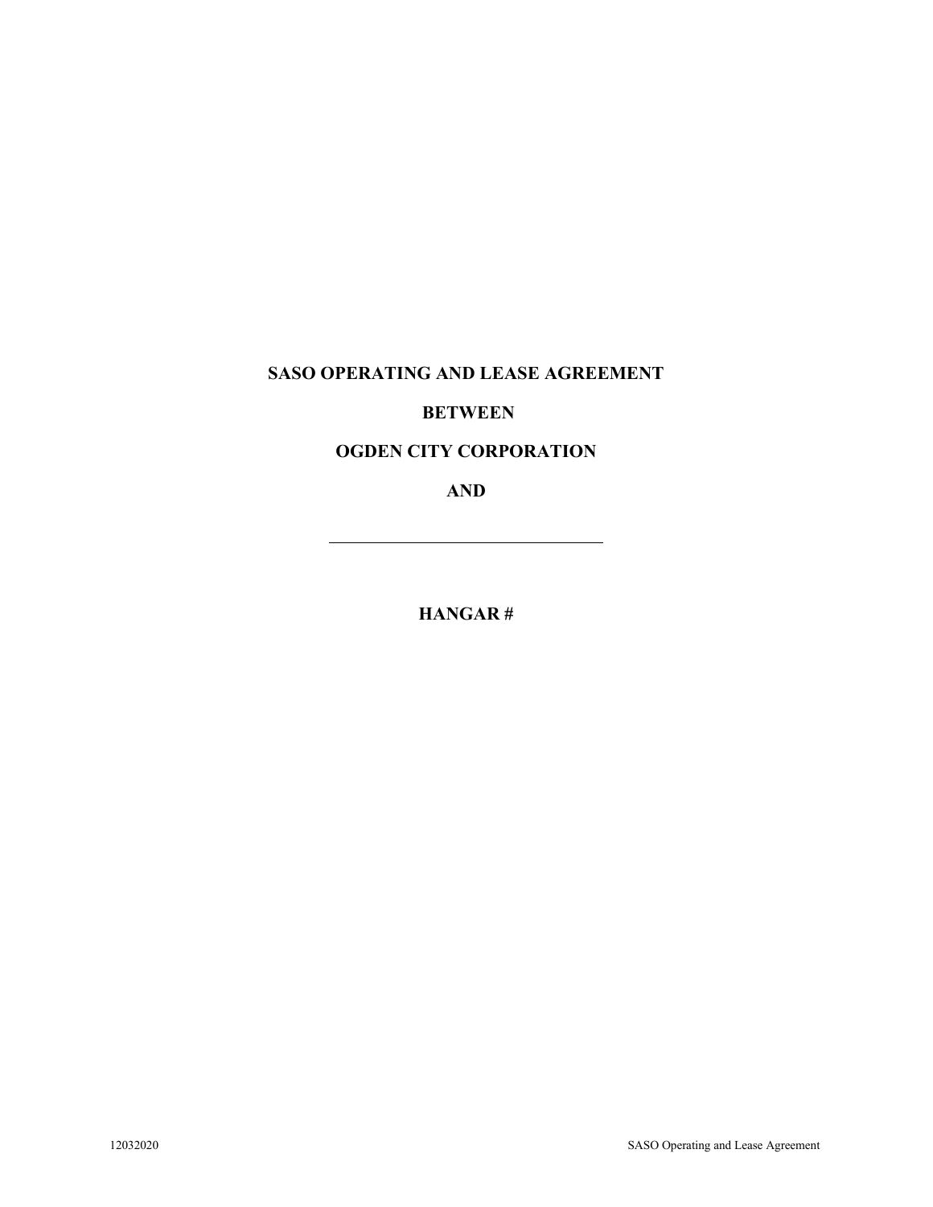**SASO OPERATING AND LEASE AGREEMENT**

**BETWEEN**

**OGDEN CITY CORPORATION**

**AND**

\_\_\_\_\_\_\_\_\_\_\_\_\_\_\_\_\_\_\_\_\_\_\_\_\_\_\_\_\_\_\_\_

**HANGAR #**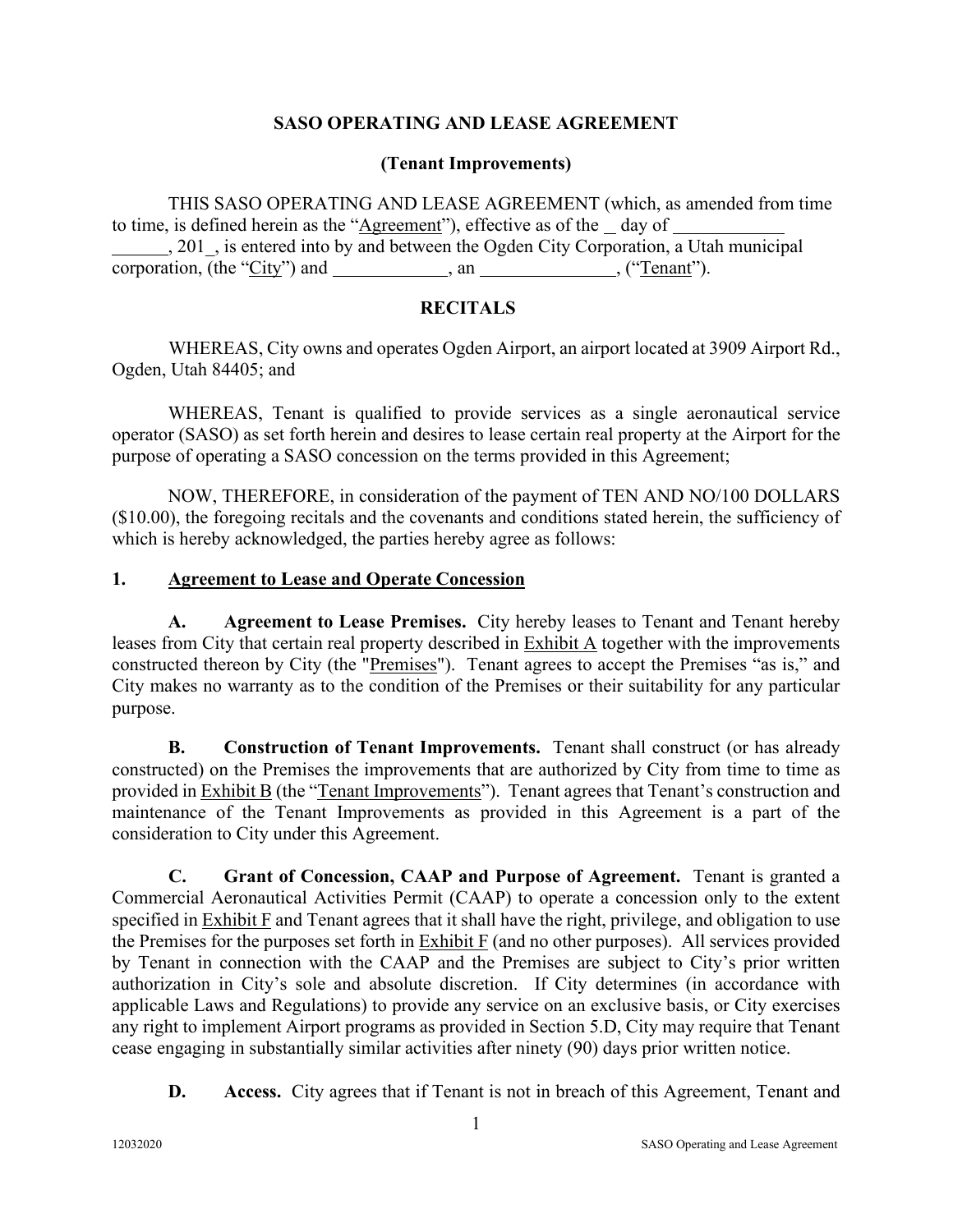**SASO OPERATING AND LEASE AGREEMENT**

**(Tenant Improvements)**

THIS SASO OPERATING AND LEASE AGREEMENT (which, as amended from time to time, is defined herein as the "Agreement"), effective as of the _ day of ____________ ______, 201_, is entered into by and between the Ogden City Corporation, a Utah municipal corporation, (the "City") and ____________, an ______________, ("Tenant").

**RECITALS**

WHEREAS, City owns and operates Ogden Airport, an airport located at 3909 Airport Rd., Ogden, Utah 84405; and

WHEREAS, Tenant is qualified to provide services as a single aeronautical service operator (SASO) as set forth herein and desires to lease certain real property at the Airport for the purpose of operating a SASO concession on the terms provided in this Agreement;

NOW, THEREFORE, in consideration of the payment of TEN AND NO/100 DOLLARS ($10.00), the foregoing recitals and the covenants and conditions stated herein, the sufficiency of which is hereby acknowledged, the parties hereby agree as follows:

**1. Agreement to Lease and Operate Concession**

**A. Agreement to Lease Premises.** City hereby leases to Tenant and Tenant hereby leases from City that certain real property described in Exhibit A together with the improvements constructed thereon by City (the "Premises"). Tenant agrees to accept the Premises "as is," and City makes no warranty as to the condition of the Premises or their suitability for any particular purpose.

**B. Construction of Tenant Improvements.** Tenant shall construct (or has already constructed) on the Premises the improvements that are authorized by City from time to time as provided in Exhibit B (the "Tenant Improvements"). Tenant agrees that Tenant's construction and maintenance of the Tenant Improvements as provided in this Agreement is a part of the consideration to City under this Agreement.

**C. Grant of Concession, CAAP and Purpose of Agreement.** Tenant is granted a Commercial Aeronautical Activities Permit (CAAP) to operate a concession only to the extent specified in Exhibit F and Tenant agrees that it shall have the right, privilege, and obligation to use the Premises for the purposes set forth in Exhibit F (and no other purposes). All services provided by Tenant in connection with the CAAP and the Premises are subject to City's prior written authorization in City's sole and absolute discretion. If City determines (in accordance with applicable Laws and Regulations) to provide any service on an exclusive basis, or City exercises any right to implement Airport programs as provided in Section 5.D, City may require that Tenant cease engaging in substantially similar activities after ninety (90) days prior written notice.

**D. Access.** City agrees that if Tenant is not in breach of this Agreement, Tenant and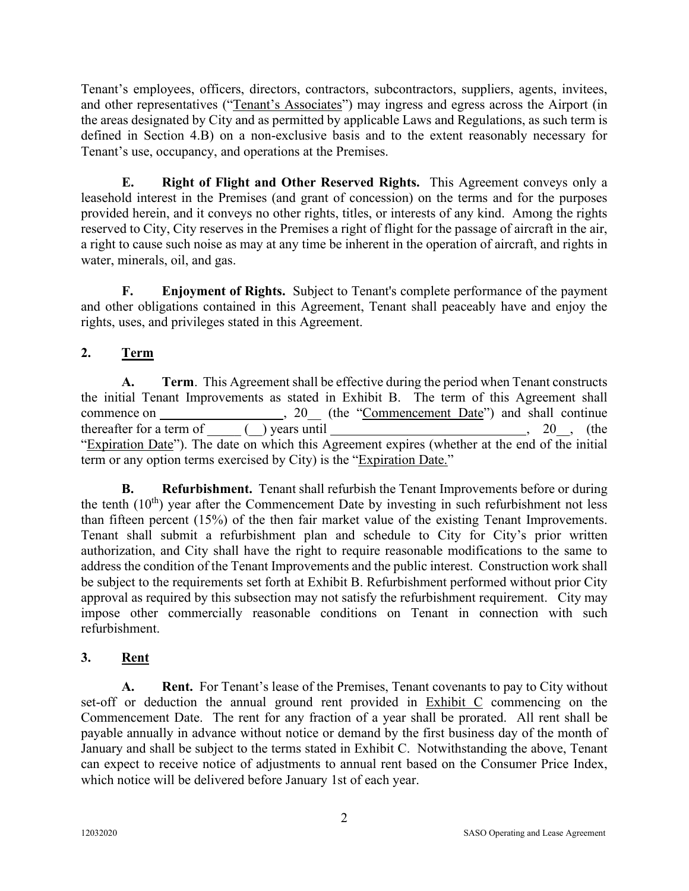Tenant's employees, officers, directors, contractors, subcontractors, suppliers, agents, invitees, and other representatives ("Tenant's Associates") may ingress and egress across the Airport (in the areas designated by City and as permitted by applicable Laws and Regulations, as such term is defined in Section 4.B) on a non-exclusive basis and to the extent reasonably necessary for Tenant's use, occupancy, and operations at the Premises.

**E. Right of Flight and Other Reserved Rights.** This Agreement conveys only a leasehold interest in the Premises (and grant of concession) on the terms and for the purposes provided herein, and it conveys no other rights, titles, or interests of any kind. Among the rights reserved to City, City reserves in the Premises a right of flight for the passage of aircraft in the air, a right to cause such noise as may at any time be inherent in the operation of aircraft, and rights in water, minerals, oil, and gas.

**F. Enjoyment of Rights.** Subject to Tenant's complete performance of the payment and other obligations contained in this Agreement, Tenant shall peaceably have and enjoy the rights, uses, and privileges stated in this Agreement.

## 2. Term

**A. Term**. This Agreement shall be effective during the period when Tenant constructs the initial Tenant Improvements as stated in Exhibit B. The term of this Agreement shall commence on __________________, 20__ (the "Commencement Date") and shall continue thereafter for a term of _____ (__) years until ____________________________, 20__, (the "Expiration Date"). The date on which this Agreement expires (whether at the end of the initial term or any option terms exercised by City) is the "Expiration Date."

**B. Refurbishment.** Tenant shall refurbish the Tenant Improvements before or during the tenth (10th) year after the Commencement Date by investing in such refurbishment not less than fifteen percent (15%) of the then fair market value of the existing Tenant Improvements. Tenant shall submit a refurbishment plan and schedule to City for City's prior written authorization, and City shall have the right to require reasonable modifications to the same to address the condition of the Tenant Improvements and the public interest. Construction work shall be subject to the requirements set forth at Exhibit B. Refurbishment performed without prior City approval as required by this subsection may not satisfy the refurbishment requirement. City may impose other commercially reasonable conditions on Tenant in connection with such refurbishment.

## 3. Rent

**A. Rent.** For Tenant's lease of the Premises, Tenant covenants to pay to City without set-off or deduction the annual ground rent provided in Exhibit C commencing on the Commencement Date. The rent for any fraction of a year shall be prorated. All rent shall be payable annually in advance without notice or demand by the first business day of the month of January and shall be subject to the terms stated in Exhibit C. Notwithstanding the above, Tenant can expect to receive notice of adjustments to annual rent based on the Consumer Price Index, which notice will be delivered before January 1st of each year.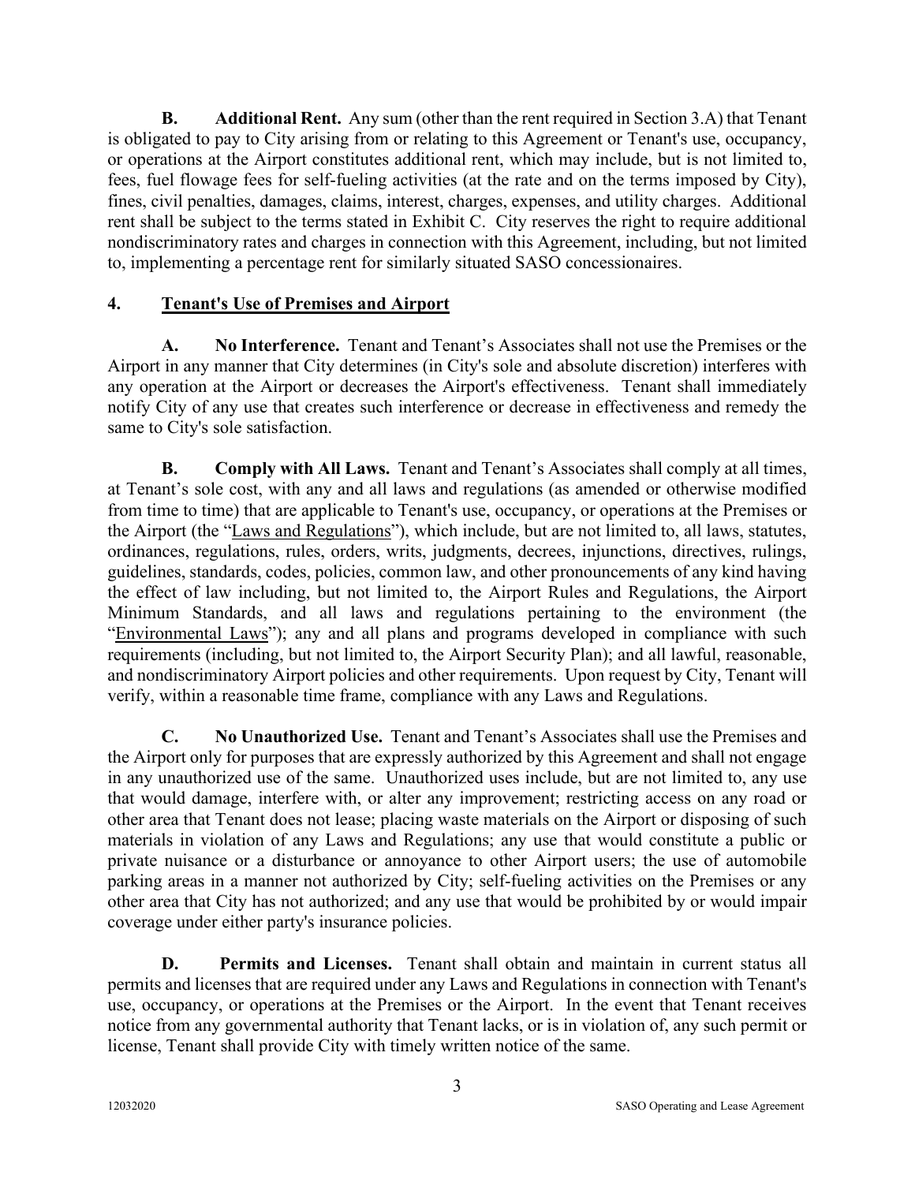**B. Additional Rent.** Any sum (other than the rent required in Section 3.A) that Tenant is obligated to pay to City arising from or relating to this Agreement or Tenant's use, occupancy, or operations at the Airport constitutes additional rent, which may include, but is not limited to, fees, fuel flowage fees for self-fueling activities (at the rate and on the terms imposed by City), fines, civil penalties, damages, claims, interest, charges, expenses, and utility charges. Additional rent shall be subject to the terms stated in Exhibit C. City reserves the right to require additional nondiscriminatory rates and charges in connection with this Agreement, including, but not limited to, implementing a percentage rent for similarly situated SASO concessionaires.

## 4. Tenant's Use of Premises and Airport

**A. No Interference.** Tenant and Tenant's Associates shall not use the Premises or the Airport in any manner that City determines (in City's sole and absolute discretion) interferes with any operation at the Airport or decreases the Airport's effectiveness. Tenant shall immediately notify City of any use that creates such interference or decrease in effectiveness and remedy the same to City's sole satisfaction.

**B. Comply with All Laws.** Tenant and Tenant's Associates shall comply at all times, at Tenant's sole cost, with any and all laws and regulations (as amended or otherwise modified from time to time) that are applicable to Tenant's use, occupancy, or operations at the Premises or the Airport (the "Laws and Regulations"), which include, but are not limited to, all laws, statutes, ordinances, regulations, rules, orders, writs, judgments, decrees, injunctions, directives, rulings, guidelines, standards, codes, policies, common law, and other pronouncements of any kind having the effect of law including, but not limited to, the Airport Rules and Regulations, the Airport Minimum Standards, and all laws and regulations pertaining to the environment (the "Environmental Laws"); any and all plans and programs developed in compliance with such requirements (including, but not limited to, the Airport Security Plan); and all lawful, reasonable, and nondiscriminatory Airport policies and other requirements. Upon request by City, Tenant will verify, within a reasonable time frame, compliance with any Laws and Regulations.

**C. No Unauthorized Use.** Tenant and Tenant's Associates shall use the Premises and the Airport only for purposes that are expressly authorized by this Agreement and shall not engage in any unauthorized use of the same. Unauthorized uses include, but are not limited to, any use that would damage, interfere with, or alter any improvement; restricting access on any road or other area that Tenant does not lease; placing waste materials on the Airport or disposing of such materials in violation of any Laws and Regulations; any use that would constitute a public or private nuisance or a disturbance or annoyance to other Airport users; the use of automobile parking areas in a manner not authorized by City; self-fueling activities on the Premises or any other area that City has not authorized; and any use that would be prohibited by or would impair coverage under either party's insurance policies.

**D. Permits and Licenses.** Tenant shall obtain and maintain in current status all permits and licenses that are required under any Laws and Regulations in connection with Tenant's use, occupancy, or operations at the Premises or the Airport. In the event that Tenant receives notice from any governmental authority that Tenant lacks, or is in violation of, any such permit or license, Tenant shall provide City with timely written notice of the same.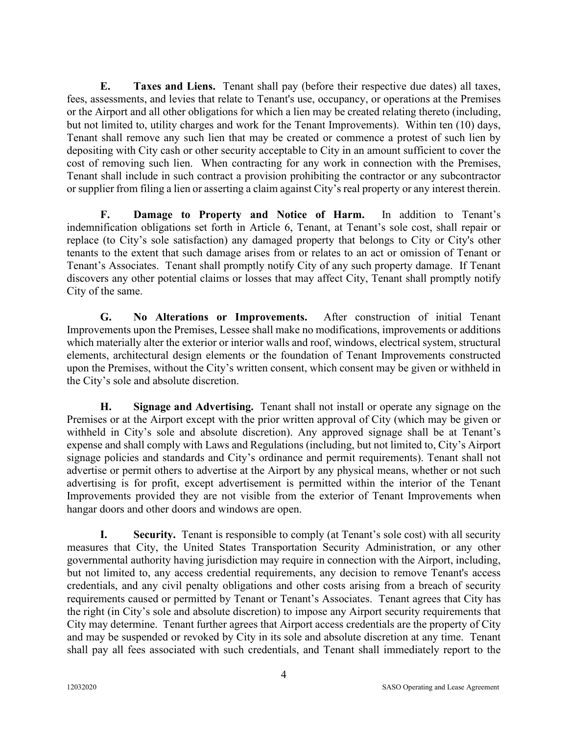**E. Taxes and Liens.** Tenant shall pay (before their respective due dates) all taxes, fees, assessments, and levies that relate to Tenant's use, occupancy, or operations at the Premises or the Airport and all other obligations for which a lien may be created relating thereto (including, but not limited to, utility charges and work for the Tenant Improvements). Within ten (10) days, Tenant shall remove any such lien that may be created or commence a protest of such lien by depositing with City cash or other security acceptable to City in an amount sufficient to cover the cost of removing such lien. When contracting for any work in connection with the Premises, Tenant shall include in such contract a provision prohibiting the contractor or any subcontractor or supplier from filing a lien or asserting a claim against City's real property or any interest therein.

**F. Damage to Property and Notice of Harm.** In addition to Tenant's indemnification obligations set forth in Article 6, Tenant, at Tenant's sole cost, shall repair or replace (to City's sole satisfaction) any damaged property that belongs to City or City's other tenants to the extent that such damage arises from or relates to an act or omission of Tenant or Tenant's Associates. Tenant shall promptly notify City of any such property damage. If Tenant discovers any other potential claims or losses that may affect City, Tenant shall promptly notify City of the same.

**G. No Alterations or Improvements.** After construction of initial Tenant Improvements upon the Premises, Lessee shall make no modifications, improvements or additions which materially alter the exterior or interior walls and roof, windows, electrical system, structural elements, architectural design elements or the foundation of Tenant Improvements constructed upon the Premises, without the City's written consent, which consent may be given or withheld in the City's sole and absolute discretion.

**H. Signage and Advertising.** Tenant shall not install or operate any signage on the Premises or at the Airport except with the prior written approval of City (which may be given or withheld in City's sole and absolute discretion). Any approved signage shall be at Tenant's expense and shall comply with Laws and Regulations (including, but not limited to, City's Airport signage policies and standards and City's ordinance and permit requirements). Tenant shall not advertise or permit others to advertise at the Airport by any physical means, whether or not such advertising is for profit, except advertisement is permitted within the interior of the Tenant Improvements provided they are not visible from the exterior of Tenant Improvements when hangar doors and other doors and windows are open.

**I. Security.** Tenant is responsible to comply (at Tenant's sole cost) with all security measures that City, the United States Transportation Security Administration, or any other governmental authority having jurisdiction may require in connection with the Airport, including, but not limited to, any access credential requirements, any decision to remove Tenant's access credentials, and any civil penalty obligations and other costs arising from a breach of security requirements caused or permitted by Tenant or Tenant's Associates. Tenant agrees that City has the right (in City's sole and absolute discretion) to impose any Airport security requirements that City may determine. Tenant further agrees that Airport access credentials are the property of City and may be suspended or revoked by City in its sole and absolute discretion at any time. Tenant shall pay all fees associated with such credentials, and Tenant shall immediately report to the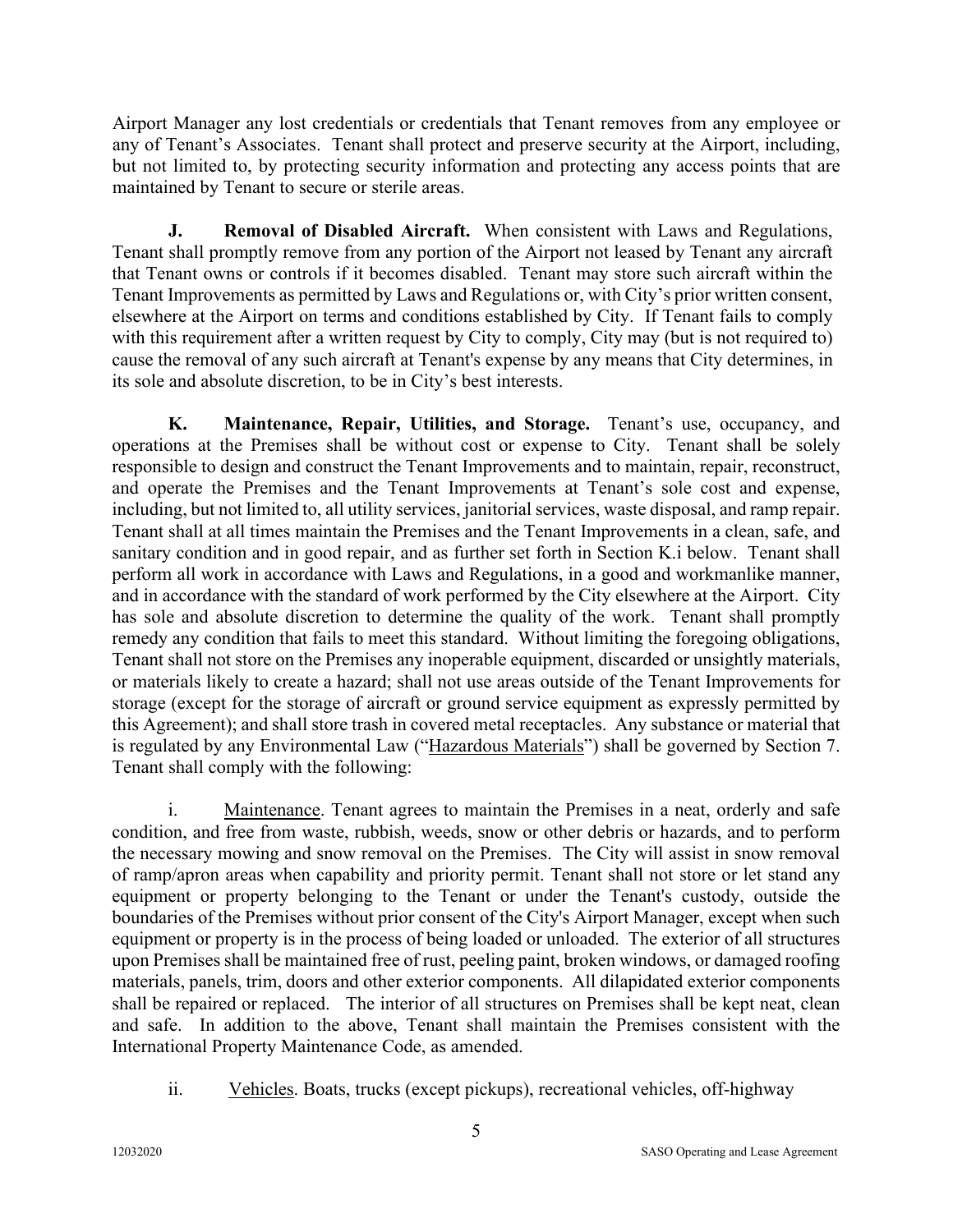Airport Manager any lost credentials or credentials that Tenant removes from any employee or any of Tenant's Associates. Tenant shall protect and preserve security at the Airport, including, but not limited to, by protecting security information and protecting any access points that are maintained by Tenant to secure or sterile areas.

**J. Removal of Disabled Aircraft.** When consistent with Laws and Regulations, Tenant shall promptly remove from any portion of the Airport not leased by Tenant any aircraft that Tenant owns or controls if it becomes disabled. Tenant may store such aircraft within the Tenant Improvements as permitted by Laws and Regulations or, with City's prior written consent, elsewhere at the Airport on terms and conditions established by City. If Tenant fails to comply with this requirement after a written request by City to comply, City may (but is not required to) cause the removal of any such aircraft at Tenant's expense by any means that City determines, in its sole and absolute discretion, to be in City's best interests.

**K. Maintenance, Repair, Utilities, and Storage.** Tenant's use, occupancy, and operations at the Premises shall be without cost or expense to City. Tenant shall be solely responsible to design and construct the Tenant Improvements and to maintain, repair, reconstruct, and operate the Premises and the Tenant Improvements at Tenant's sole cost and expense, including, but not limited to, all utility services, janitorial services, waste disposal, and ramp repair. Tenant shall at all times maintain the Premises and the Tenant Improvements in a clean, safe, and sanitary condition and in good repair, and as further set forth in Section K.i below. Tenant shall perform all work in accordance with Laws and Regulations, in a good and workmanlike manner, and in accordance with the standard of work performed by the City elsewhere at the Airport. City has sole and absolute discretion to determine the quality of the work. Tenant shall promptly remedy any condition that fails to meet this standard. Without limiting the foregoing obligations, Tenant shall not store on the Premises any inoperable equipment, discarded or unsightly materials, or materials likely to create a hazard; shall not use areas outside of the Tenant Improvements for storage (except for the storage of aircraft or ground service equipment as expressly permitted by this Agreement); and shall store trash in covered metal receptacles. Any substance or material that is regulated by any Environmental Law ("Hazardous Materials") shall be governed by Section 7. Tenant shall comply with the following:

i. Maintenance. Tenant agrees to maintain the Premises in a neat, orderly and safe condition, and free from waste, rubbish, weeds, snow or other debris or hazards, and to perform the necessary mowing and snow removal on the Premises. The City will assist in snow removal of ramp/apron areas when capability and priority permit. Tenant shall not store or let stand any equipment or property belonging to the Tenant or under the Tenant's custody, outside the boundaries of the Premises without prior consent of the City's Airport Manager, except when such equipment or property is in the process of being loaded or unloaded. The exterior of all structures upon Premises shall be maintained free of rust, peeling paint, broken windows, or damaged roofing materials, panels, trim, doors and other exterior components. All dilapidated exterior components shall be repaired or replaced. The interior of all structures on Premises shall be kept neat, clean and safe. In addition to the above, Tenant shall maintain the Premises consistent with the International Property Maintenance Code, as amended.

ii. Vehicles. Boats, trucks (except pickups), recreational vehicles, off-highway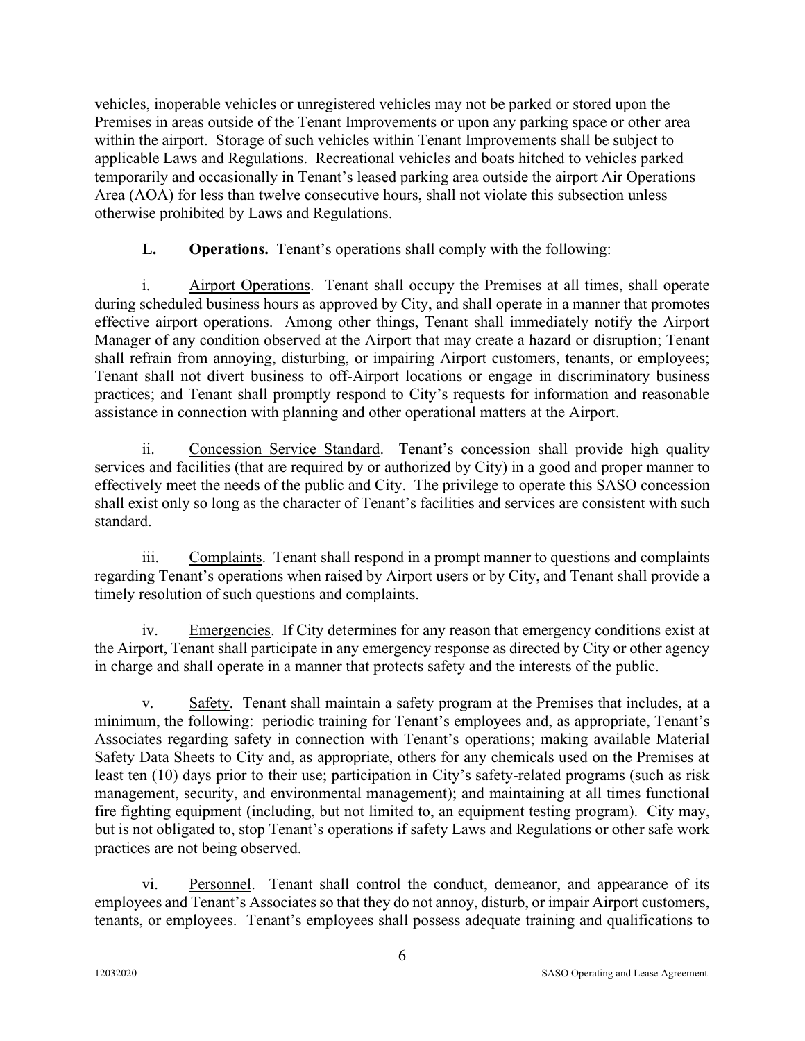vehicles, inoperable vehicles or unregistered vehicles may not be parked or stored upon the Premises in areas outside of the Tenant Improvements or upon any parking space or other area within the airport. Storage of such vehicles within Tenant Improvements shall be subject to applicable Laws and Regulations. Recreational vehicles and boats hitched to vehicles parked temporarily and occasionally in Tenant's leased parking area outside the airport Air Operations Area (AOA) for less than twelve consecutive hours, shall not violate this subsection unless otherwise prohibited by Laws and Regulations.

**L. Operations.** Tenant's operations shall comply with the following:

i. Airport Operations. Tenant shall occupy the Premises at all times, shall operate during scheduled business hours as approved by City, and shall operate in a manner that promotes effective airport operations. Among other things, Tenant shall immediately notify the Airport Manager of any condition observed at the Airport that may create a hazard or disruption; Tenant shall refrain from annoying, disturbing, or impairing Airport customers, tenants, or employees; Tenant shall not divert business to off-Airport locations or engage in discriminatory business practices; and Tenant shall promptly respond to City's requests for information and reasonable assistance in connection with planning and other operational matters at the Airport.

ii. Concession Service Standard. Tenant's concession shall provide high quality services and facilities (that are required by or authorized by City) in a good and proper manner to effectively meet the needs of the public and City. The privilege to operate this SASO concession shall exist only so long as the character of Tenant's facilities and services are consistent with such standard.

iii. Complaints. Tenant shall respond in a prompt manner to questions and complaints regarding Tenant's operations when raised by Airport users or by City, and Tenant shall provide a timely resolution of such questions and complaints.

iv. Emergencies. If City determines for any reason that emergency conditions exist at the Airport, Tenant shall participate in any emergency response as directed by City or other agency in charge and shall operate in a manner that protects safety and the interests of the public.

v. Safety. Tenant shall maintain a safety program at the Premises that includes, at a minimum, the following: periodic training for Tenant's employees and, as appropriate, Tenant's Associates regarding safety in connection with Tenant's operations; making available Material Safety Data Sheets to City and, as appropriate, others for any chemicals used on the Premises at least ten (10) days prior to their use; participation in City's safety-related programs (such as risk management, security, and environmental management); and maintaining at all times functional fire fighting equipment (including, but not limited to, an equipment testing program). City may, but is not obligated to, stop Tenant's operations if safety Laws and Regulations or other safe work practices are not being observed.

vi. Personnel. Tenant shall control the conduct, demeanor, and appearance of its employees and Tenant's Associates so that they do not annoy, disturb, or impair Airport customers, tenants, or employees. Tenant's employees shall possess adequate training and qualifications to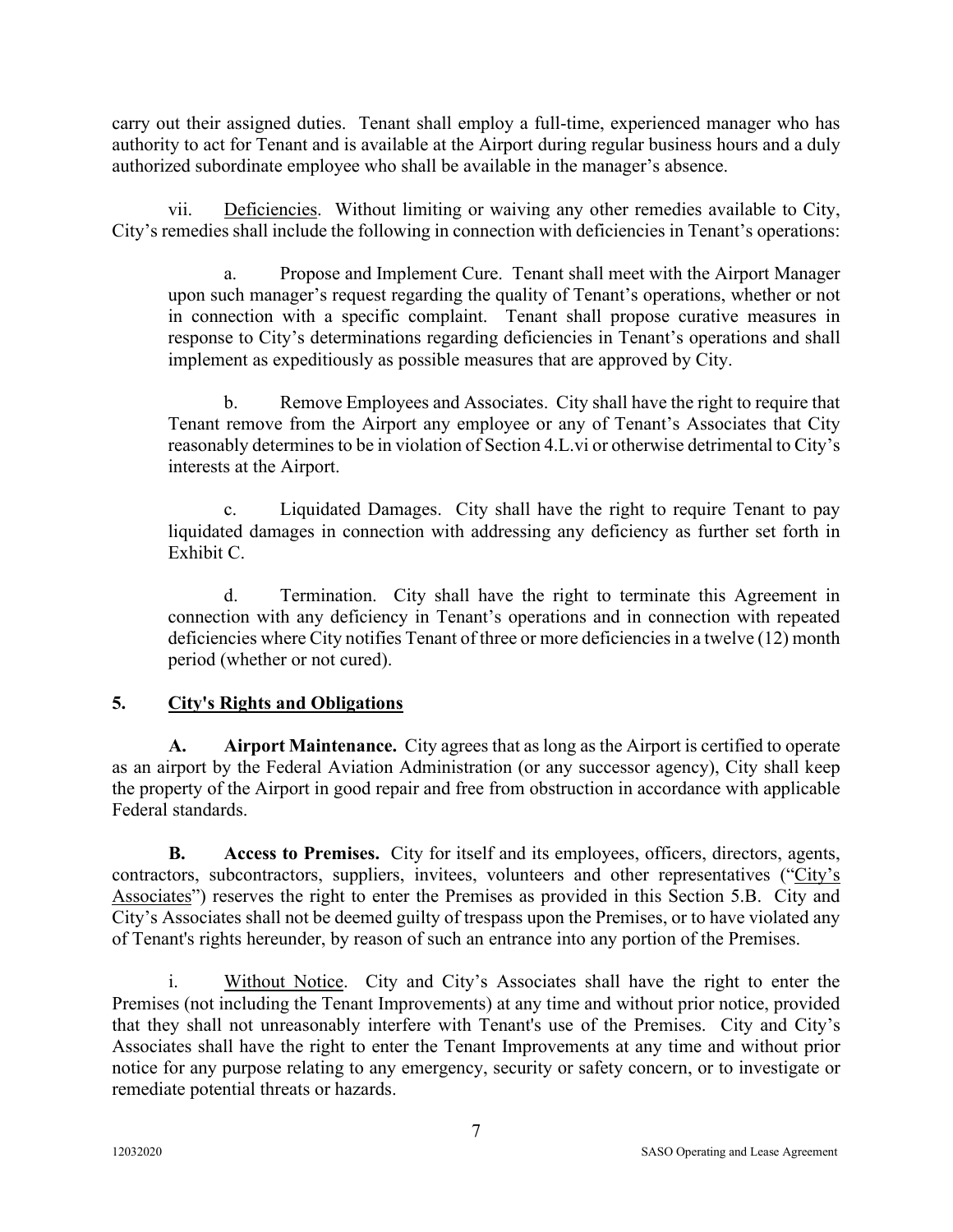carry out their assigned duties. Tenant shall employ a full-time, experienced manager who has authority to act for Tenant and is available at the Airport during regular business hours and a duly authorized subordinate employee who shall be available in the manager's absence.

vii. Deficiencies. Without limiting or waiving any other remedies available to City, City's remedies shall include the following in connection with deficiencies in Tenant's operations:

a. Propose and Implement Cure. Tenant shall meet with the Airport Manager upon such manager's request regarding the quality of Tenant's operations, whether or not in connection with a specific complaint. Tenant shall propose curative measures in response to City's determinations regarding deficiencies in Tenant's operations and shall implement as expeditiously as possible measures that are approved by City.

b. Remove Employees and Associates. City shall have the right to require that Tenant remove from the Airport any employee or any of Tenant's Associates that City reasonably determines to be in violation of Section 4.L.vi or otherwise detrimental to City's interests at the Airport.

c. Liquidated Damages. City shall have the right to require Tenant to pay liquidated damages in connection with addressing any deficiency as further set forth in Exhibit C.

d. Termination. City shall have the right to terminate this Agreement in connection with any deficiency in Tenant's operations and in connection with repeated deficiencies where City notifies Tenant of three or more deficiencies in a twelve (12) month period (whether or not cured).

## 5. City's Rights and Obligations

**A. Airport Maintenance.** City agrees that as long as the Airport is certified to operate as an airport by the Federal Aviation Administration (or any successor agency), City shall keep the property of the Airport in good repair and free from obstruction in accordance with applicable Federal standards.

**B. Access to Premises.** City for itself and its employees, officers, directors, agents, contractors, subcontractors, suppliers, invitees, volunteers and other representatives ("City's Associates") reserves the right to enter the Premises as provided in this Section 5.B. City and City's Associates shall not be deemed guilty of trespass upon the Premises, or to have violated any of Tenant's rights hereunder, by reason of such an entrance into any portion of the Premises.

i. Without Notice. City and City's Associates shall have the right to enter the Premises (not including the Tenant Improvements) at any time and without prior notice, provided that they shall not unreasonably interfere with Tenant's use of the Premises. City and City's Associates shall have the right to enter the Tenant Improvements at any time and without prior notice for any purpose relating to any emergency, security or safety concern, or to investigate or remediate potential threats or hazards.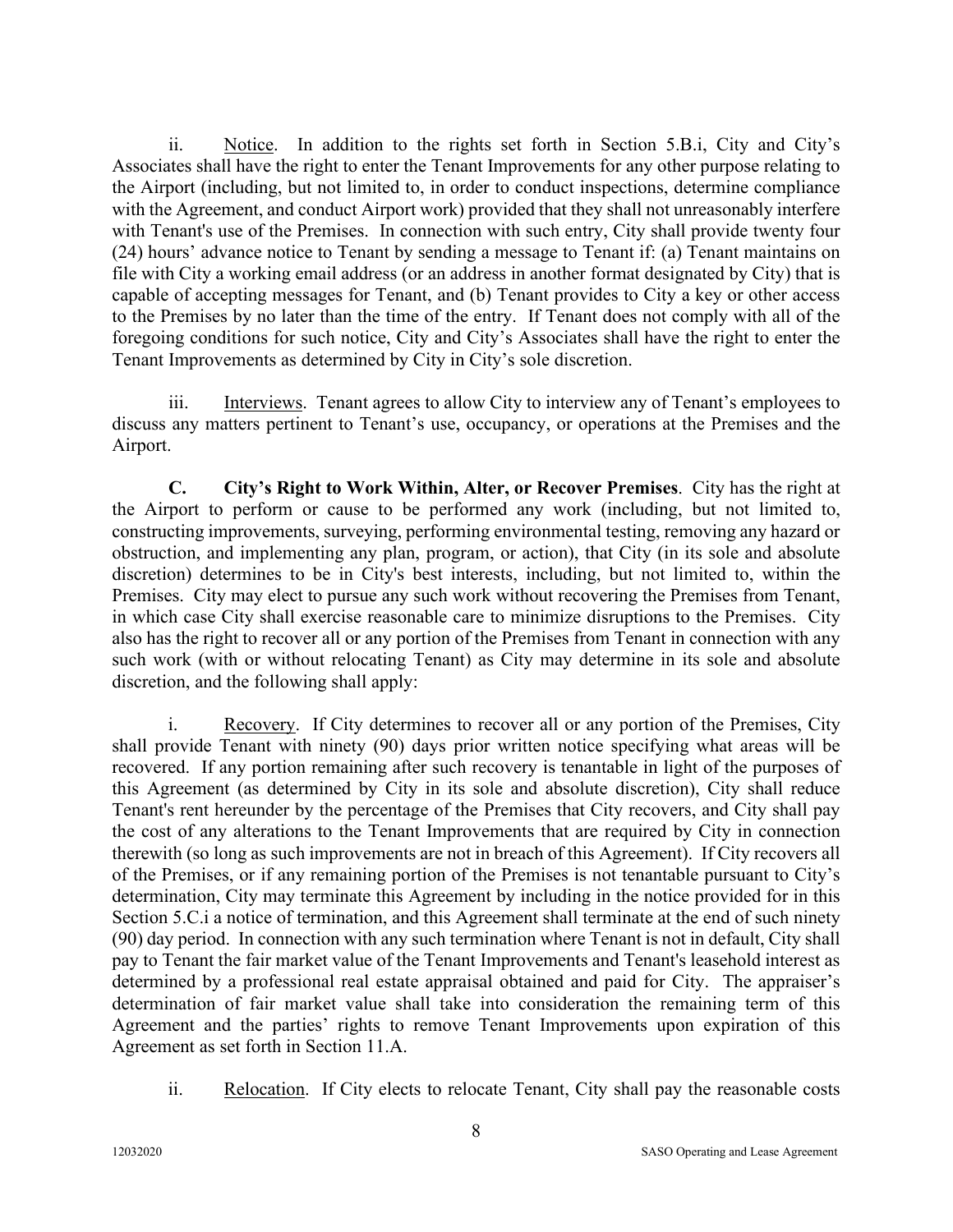ii. Notice. In addition to the rights set forth in Section 5.B.i, City and City's Associates shall have the right to enter the Tenant Improvements for any other purpose relating to the Airport (including, but not limited to, in order to conduct inspections, determine compliance with the Agreement, and conduct Airport work) provided that they shall not unreasonably interfere with Tenant's use of the Premises. In connection with such entry, City shall provide twenty four (24) hours' advance notice to Tenant by sending a message to Tenant if: (a) Tenant maintains on file with City a working email address (or an address in another format designated by City) that is capable of accepting messages for Tenant, and (b) Tenant provides to City a key or other access to the Premises by no later than the time of the entry. If Tenant does not comply with all of the foregoing conditions for such notice, City and City's Associates shall have the right to enter the Tenant Improvements as determined by City in City's sole discretion.

iii. Interviews. Tenant agrees to allow City to interview any of Tenant's employees to discuss any matters pertinent to Tenant's use, occupancy, or operations at the Premises and the Airport.

**C. City's Right to Work Within, Alter, or Recover Premises**. City has the right at the Airport to perform or cause to be performed any work (including, but not limited to, constructing improvements, surveying, performing environmental testing, removing any hazard or obstruction, and implementing any plan, program, or action), that City (in its sole and absolute discretion) determines to be in City's best interests, including, but not limited to, within the Premises. City may elect to pursue any such work without recovering the Premises from Tenant, in which case City shall exercise reasonable care to minimize disruptions to the Premises. City also has the right to recover all or any portion of the Premises from Tenant in connection with any such work (with or without relocating Tenant) as City may determine in its sole and absolute discretion, and the following shall apply:

i. Recovery. If City determines to recover all or any portion of the Premises, City shall provide Tenant with ninety (90) days prior written notice specifying what areas will be recovered. If any portion remaining after such recovery is tenantable in light of the purposes of this Agreement (as determined by City in its sole and absolute discretion), City shall reduce Tenant's rent hereunder by the percentage of the Premises that City recovers, and City shall pay the cost of any alterations to the Tenant Improvements that are required by City in connection therewith (so long as such improvements are not in breach of this Agreement). If City recovers all of the Premises, or if any remaining portion of the Premises is not tenantable pursuant to City's determination, City may terminate this Agreement by including in the notice provided for in this Section 5.C.i a notice of termination, and this Agreement shall terminate at the end of such ninety (90) day period. In connection with any such termination where Tenant is not in default, City shall pay to Tenant the fair market value of the Tenant Improvements and Tenant's leasehold interest as determined by a professional real estate appraisal obtained and paid for City. The appraiser's determination of fair market value shall take into consideration the remaining term of this Agreement and the parties' rights to remove Tenant Improvements upon expiration of this Agreement as set forth in Section 11.A.

ii. Relocation. If City elects to relocate Tenant, City shall pay the reasonable costs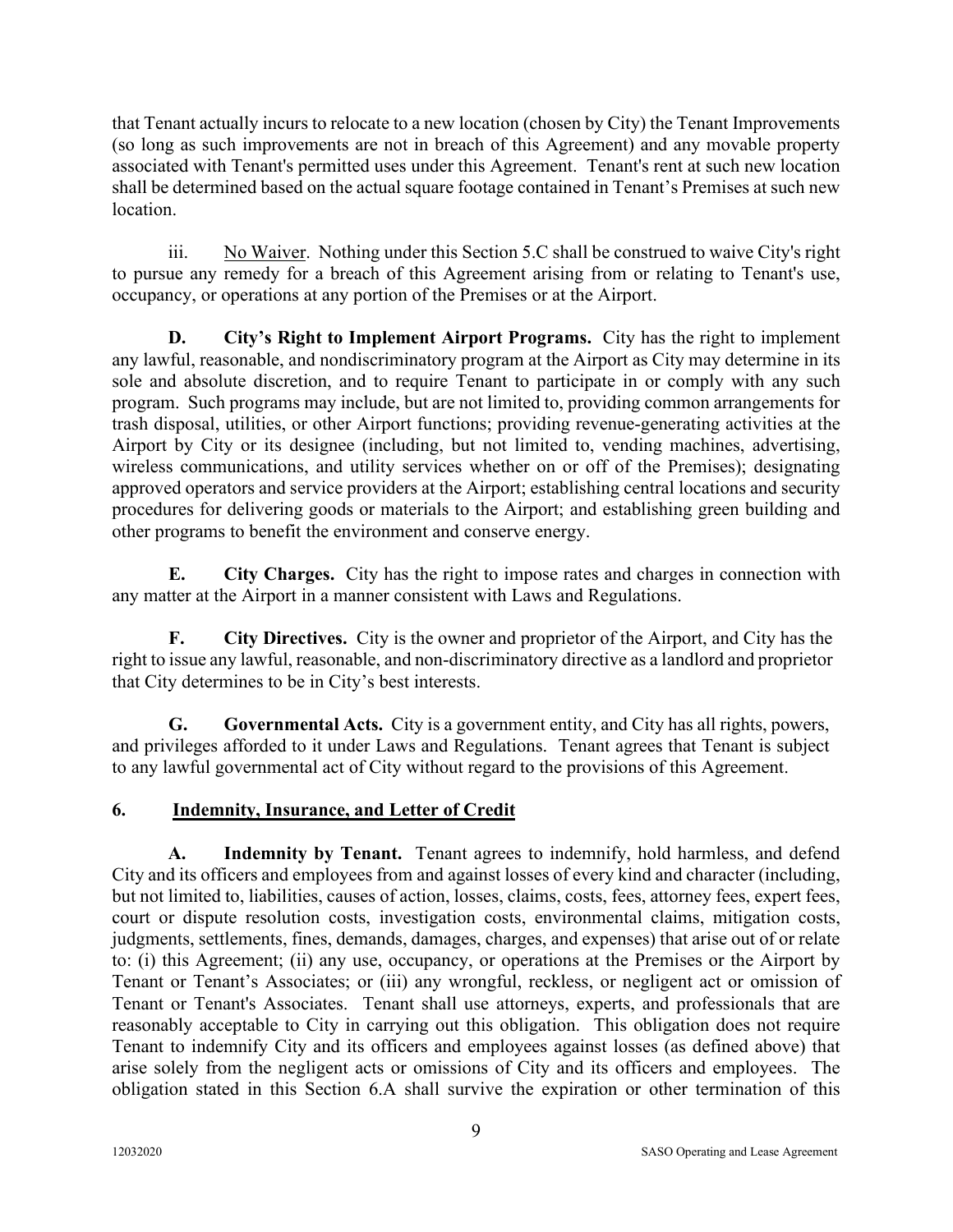that Tenant actually incurs to relocate to a new location (chosen by City) the Tenant Improvements (so long as such improvements are not in breach of this Agreement) and any movable property associated with Tenant's permitted uses under this Agreement. Tenant's rent at such new location shall be determined based on the actual square footage contained in Tenant's Premises at such new location.

iii. No Waiver. Nothing under this Section 5.C shall be construed to waive City's right to pursue any remedy for a breach of this Agreement arising from or relating to Tenant's use, occupancy, or operations at any portion of the Premises or at the Airport.

**D. City's Right to Implement Airport Programs.** City has the right to implement any lawful, reasonable, and nondiscriminatory program at the Airport as City may determine in its sole and absolute discretion, and to require Tenant to participate in or comply with any such program. Such programs may include, but are not limited to, providing common arrangements for trash disposal, utilities, or other Airport functions; providing revenue-generating activities at the Airport by City or its designee (including, but not limited to, vending machines, advertising, wireless communications, and utility services whether on or off of the Premises); designating approved operators and service providers at the Airport; establishing central locations and security procedures for delivering goods or materials to the Airport; and establishing green building and other programs to benefit the environment and conserve energy.

**E. City Charges.** City has the right to impose rates and charges in connection with any matter at the Airport in a manner consistent with Laws and Regulations.

**F. City Directives.** City is the owner and proprietor of the Airport, and City has the right to issue any lawful, reasonable, and non-discriminatory directive as a landlord and proprietor that City determines to be in City's best interests.

**G. Governmental Acts.** City is a government entity, and City has all rights, powers, and privileges afforded to it under Laws and Regulations. Tenant agrees that Tenant is subject to any lawful governmental act of City without regard to the provisions of this Agreement.

## 6. Indemnity, Insurance, and Letter of Credit

**A. Indemnity by Tenant.** Tenant agrees to indemnify, hold harmless, and defend City and its officers and employees from and against losses of every kind and character (including, but not limited to, liabilities, causes of action, losses, claims, costs, fees, attorney fees, expert fees, court or dispute resolution costs, investigation costs, environmental claims, mitigation costs, judgments, settlements, fines, demands, damages, charges, and expenses) that arise out of or relate to: (i) this Agreement; (ii) any use, occupancy, or operations at the Premises or the Airport by Tenant or Tenant's Associates; or (iii) any wrongful, reckless, or negligent act or omission of Tenant or Tenant's Associates. Tenant shall use attorneys, experts, and professionals that are reasonably acceptable to City in carrying out this obligation. This obligation does not require Tenant to indemnify City and its officers and employees against losses (as defined above) that arise solely from the negligent acts or omissions of City and its officers and employees. The obligation stated in this Section 6.A shall survive the expiration or other termination of this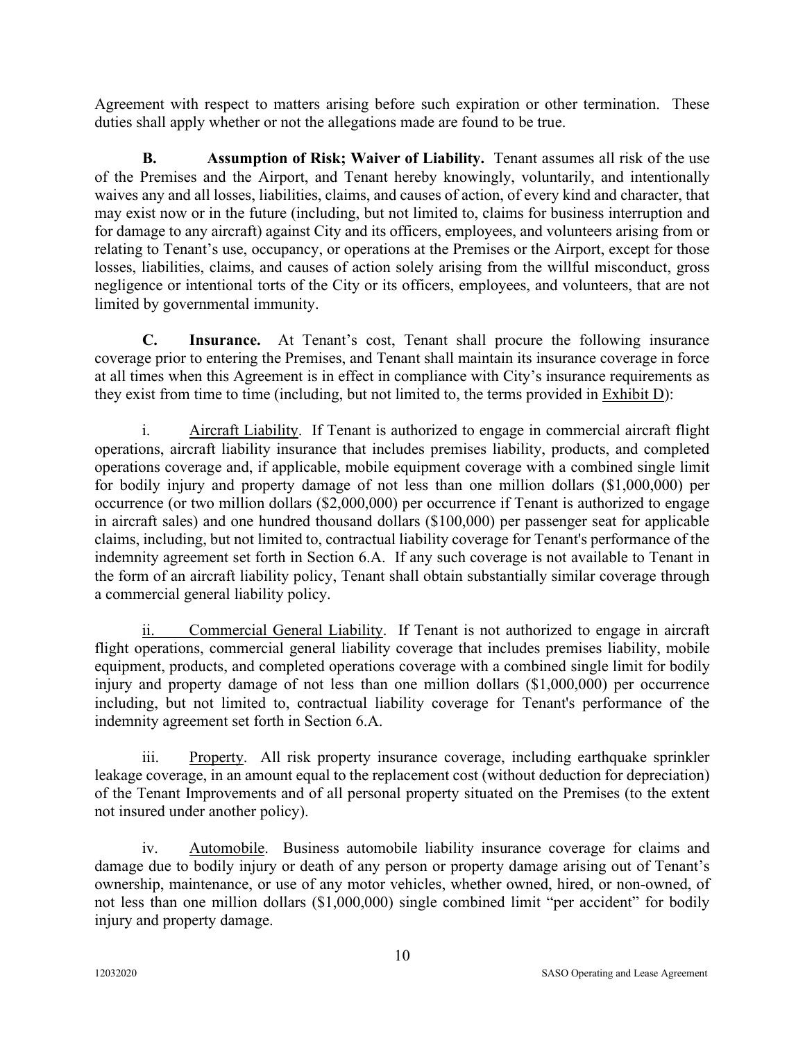Agreement with respect to matters arising before such expiration or other termination. These duties shall apply whether or not the allegations made are found to be true.

**B. Assumption of Risk; Waiver of Liability.** Tenant assumes all risk of the use of the Premises and the Airport, and Tenant hereby knowingly, voluntarily, and intentionally waives any and all losses, liabilities, claims, and causes of action, of every kind and character, that may exist now or in the future (including, but not limited to, claims for business interruption and for damage to any aircraft) against City and its officers, employees, and volunteers arising from or relating to Tenant's use, occupancy, or operations at the Premises or the Airport, except for those losses, liabilities, claims, and causes of action solely arising from the willful misconduct, gross negligence or intentional torts of the City or its officers, employees, and volunteers, that are not limited by governmental immunity.

**C. Insurance.** At Tenant's cost, Tenant shall procure the following insurance coverage prior to entering the Premises, and Tenant shall maintain its insurance coverage in force at all times when this Agreement is in effect in compliance with City's insurance requirements as they exist from time to time (including, but not limited to, the terms provided in Exhibit D):

i. Aircraft Liability. If Tenant is authorized to engage in commercial aircraft flight operations, aircraft liability insurance that includes premises liability, products, and completed operations coverage and, if applicable, mobile equipment coverage with a combined single limit for bodily injury and property damage of not less than one million dollars ($1,000,000) per occurrence (or two million dollars ($2,000,000) per occurrence if Tenant is authorized to engage in aircraft sales) and one hundred thousand dollars ($100,000) per passenger seat for applicable claims, including, but not limited to, contractual liability coverage for Tenant's performance of the indemnity agreement set forth in Section 6.A. If any such coverage is not available to Tenant in the form of an aircraft liability policy, Tenant shall obtain substantially similar coverage through a commercial general liability policy.

ii. Commercial General Liability. If Tenant is not authorized to engage in aircraft flight operations, commercial general liability coverage that includes premises liability, mobile equipment, products, and completed operations coverage with a combined single limit for bodily injury and property damage of not less than one million dollars ($1,000,000) per occurrence including, but not limited to, contractual liability coverage for Tenant's performance of the indemnity agreement set forth in Section 6.A.

iii. Property. All risk property insurance coverage, including earthquake sprinkler leakage coverage, in an amount equal to the replacement cost (without deduction for depreciation) of the Tenant Improvements and of all personal property situated on the Premises (to the extent not insured under another policy).

iv. Automobile. Business automobile liability insurance coverage for claims and damage due to bodily injury or death of any person or property damage arising out of Tenant's ownership, maintenance, or use of any motor vehicles, whether owned, hired, or non-owned, of not less than one million dollars ($1,000,000) single combined limit "per accident" for bodily injury and property damage.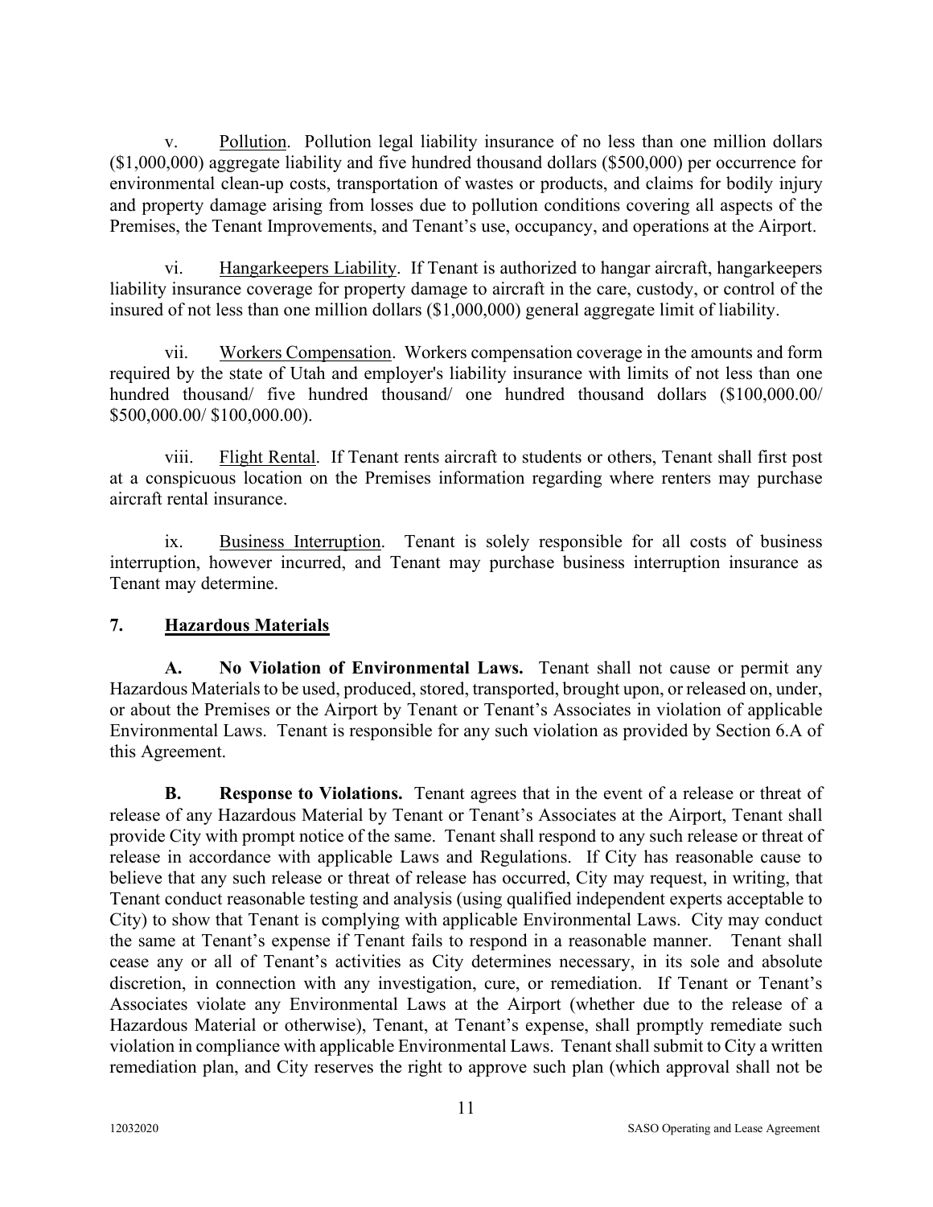v. Pollution. Pollution legal liability insurance of no less than one million dollars ($1,000,000) aggregate liability and five hundred thousand dollars ($500,000) per occurrence for environmental clean-up costs, transportation of wastes or products, and claims for bodily injury and property damage arising from losses due to pollution conditions covering all aspects of the Premises, the Tenant Improvements, and Tenant's use, occupancy, and operations at the Airport.

vi. Hangarkeepers Liability. If Tenant is authorized to hangar aircraft, hangarkeepers liability insurance coverage for property damage to aircraft in the care, custody, or control of the insured of not less than one million dollars ($1,000,000) general aggregate limit of liability.

vii. Workers Compensation. Workers compensation coverage in the amounts and form required by the state of Utah and employer's liability insurance with limits of not less than one hundred thousand/ five hundred thousand/ one hundred thousand dollars ($100,000.00/ $500,000.00/ $100,000.00).

viii. Flight Rental. If Tenant rents aircraft to students or others, Tenant shall first post at a conspicuous location on the Premises information regarding where renters may purchase aircraft rental insurance.

ix. Business Interruption. Tenant is solely responsible for all costs of business interruption, however incurred, and Tenant may purchase business interruption insurance as Tenant may determine.

## 7. Hazardous Materials

**A. No Violation of Environmental Laws.** Tenant shall not cause or permit any Hazardous Materials to be used, produced, stored, transported, brought upon, or released on, under, or about the Premises or the Airport by Tenant or Tenant's Associates in violation of applicable Environmental Laws. Tenant is responsible for any such violation as provided by Section 6.A of this Agreement.

**B. Response to Violations.** Tenant agrees that in the event of a release or threat of release of any Hazardous Material by Tenant or Tenant's Associates at the Airport, Tenant shall provide City with prompt notice of the same. Tenant shall respond to any such release or threat of release in accordance with applicable Laws and Regulations. If City has reasonable cause to believe that any such release or threat of release has occurred, City may request, in writing, that Tenant conduct reasonable testing and analysis (using qualified independent experts acceptable to City) to show that Tenant is complying with applicable Environmental Laws. City may conduct the same at Tenant's expense if Tenant fails to respond in a reasonable manner. Tenant shall cease any or all of Tenant's activities as City determines necessary, in its sole and absolute discretion, in connection with any investigation, cure, or remediation. If Tenant or Tenant's Associates violate any Environmental Laws at the Airport (whether due to the release of a Hazardous Material or otherwise), Tenant, at Tenant's expense, shall promptly remediate such violation in compliance with applicable Environmental Laws. Tenant shall submit to City a written remediation plan, and City reserves the right to approve such plan (which approval shall not be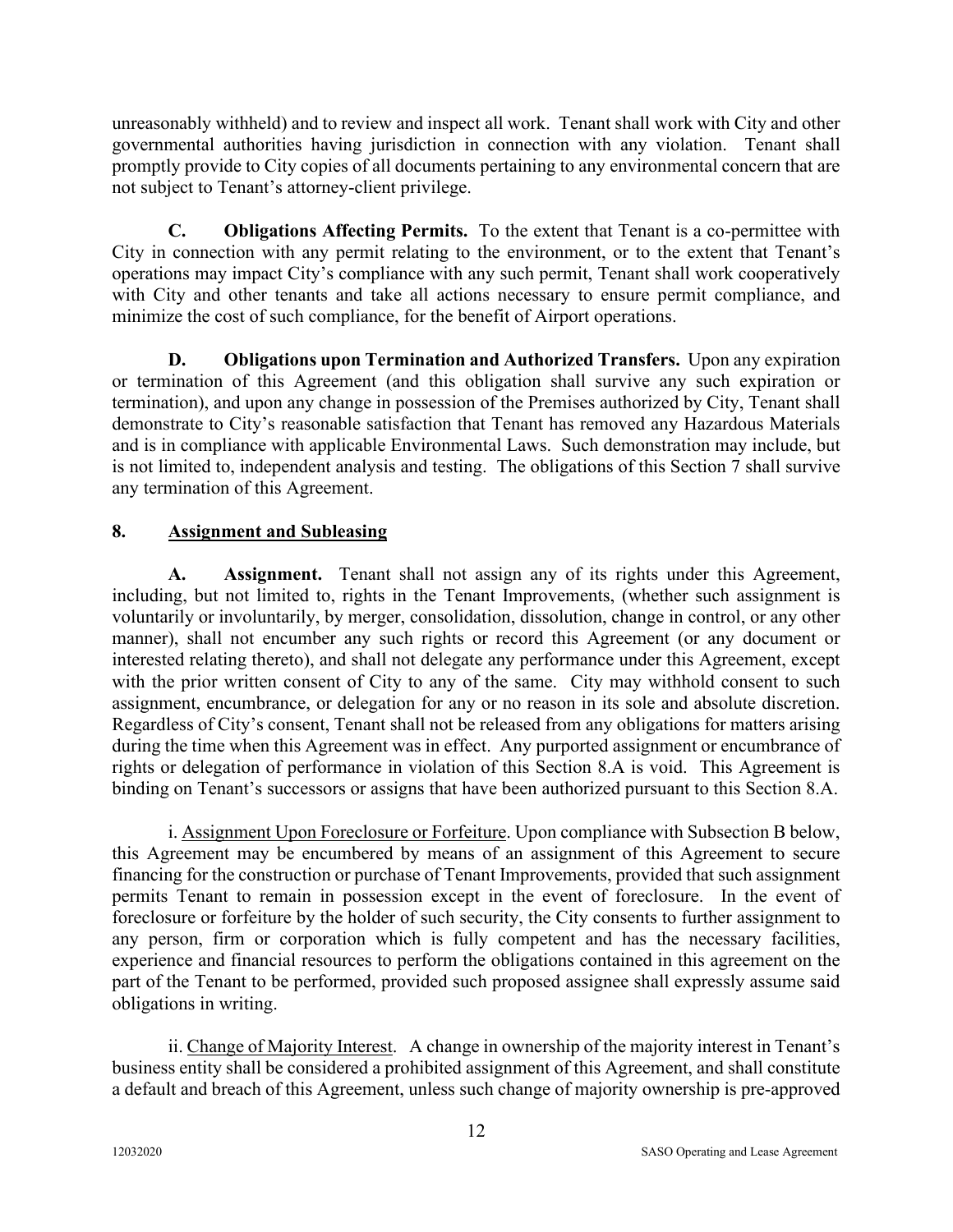unreasonably withheld) and to review and inspect all work. Tenant shall work with City and other governmental authorities having jurisdiction in connection with any violation. Tenant shall promptly provide to City copies of all documents pertaining to any environmental concern that are not subject to Tenant's attorney-client privilege.

**C. Obligations Affecting Permits.** To the extent that Tenant is a co-permittee with City in connection with any permit relating to the environment, or to the extent that Tenant's operations may impact City's compliance with any such permit, Tenant shall work cooperatively with City and other tenants and take all actions necessary to ensure permit compliance, and minimize the cost of such compliance, for the benefit of Airport operations.

**D. Obligations upon Termination and Authorized Transfers.** Upon any expiration or termination of this Agreement (and this obligation shall survive any such expiration or termination), and upon any change in possession of the Premises authorized by City, Tenant shall demonstrate to City's reasonable satisfaction that Tenant has removed any Hazardous Materials and is in compliance with applicable Environmental Laws. Such demonstration may include, but is not limited to, independent analysis and testing. The obligations of this Section 7 shall survive any termination of this Agreement.

## 8. Assignment and Subleasing

**A. Assignment.** Tenant shall not assign any of its rights under this Agreement, including, but not limited to, rights in the Tenant Improvements, (whether such assignment is voluntarily or involuntarily, by merger, consolidation, dissolution, change in control, or any other manner), shall not encumber any such rights or record this Agreement (or any document or interested relating thereto), and shall not delegate any performance under this Agreement, except with the prior written consent of City to any of the same. City may withhold consent to such assignment, encumbrance, or delegation for any or no reason in its sole and absolute discretion. Regardless of City's consent, Tenant shall not be released from any obligations for matters arising during the time when this Agreement was in effect. Any purported assignment or encumbrance of rights or delegation of performance in violation of this Section 8.A is void. This Agreement is binding on Tenant's successors or assigns that have been authorized pursuant to this Section 8.A.

i. Assignment Upon Foreclosure or Forfeiture. Upon compliance with Subsection B below, this Agreement may be encumbered by means of an assignment of this Agreement to secure financing for the construction or purchase of Tenant Improvements, provided that such assignment permits Tenant to remain in possession except in the event of foreclosure. In the event of foreclosure or forfeiture by the holder of such security, the City consents to further assignment to any person, firm or corporation which is fully competent and has the necessary facilities, experience and financial resources to perform the obligations contained in this agreement on the part of the Tenant to be performed, provided such proposed assignee shall expressly assume said obligations in writing.

ii. Change of Majority Interest. A change in ownership of the majority interest in Tenant's business entity shall be considered a prohibited assignment of this Agreement, and shall constitute a default and breach of this Agreement, unless such change of majority ownership is pre-approved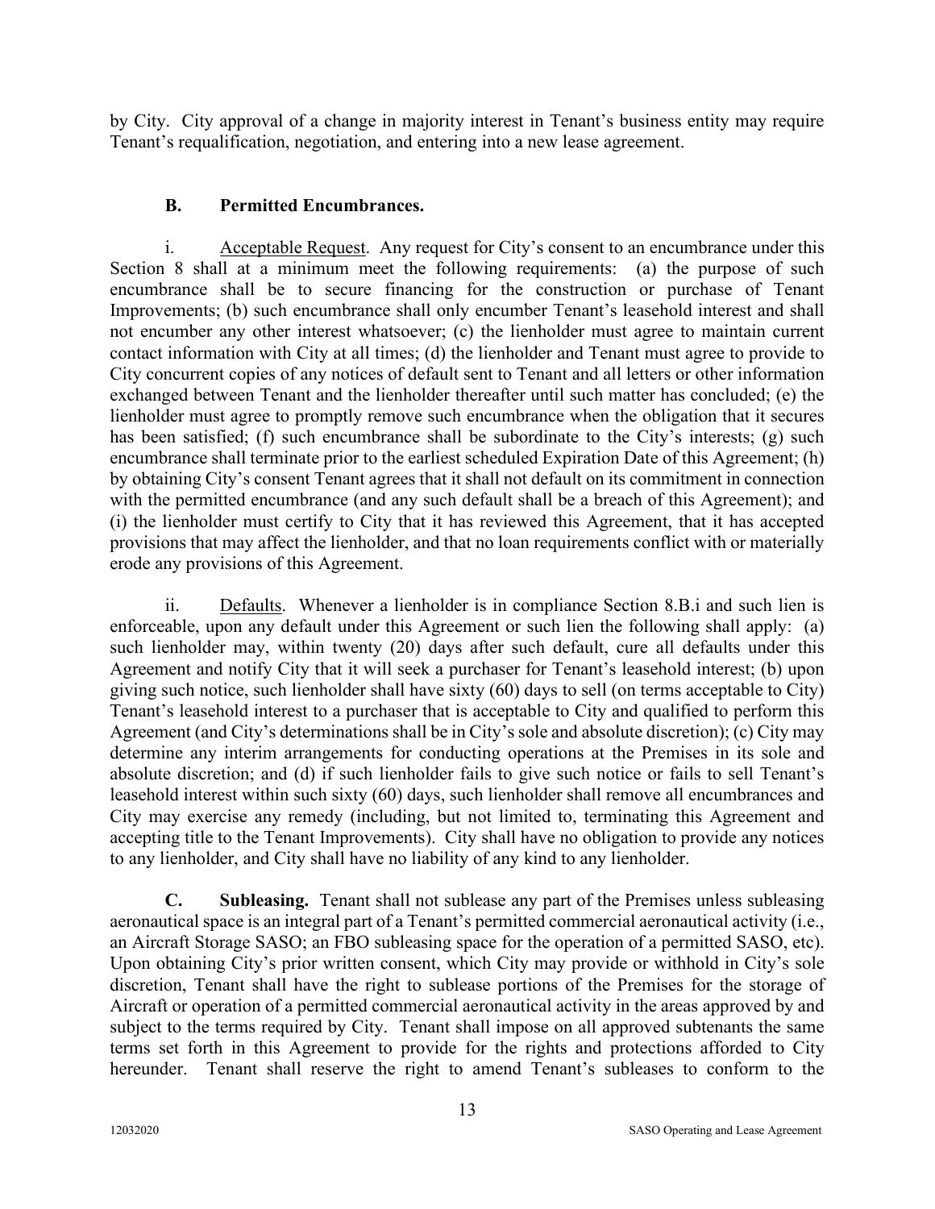by City. City approval of a change in majority interest in Tenant's business entity may require Tenant's requalification, negotiation, and entering into a new lease agreement.

**B. Permitted Encumbrances.**

i. Acceptable Request. Any request for City's consent to an encumbrance under this Section 8 shall at a minimum meet the following requirements: (a) the purpose of such encumbrance shall be to secure financing for the construction or purchase of Tenant Improvements; (b) such encumbrance shall only encumber Tenant's leasehold interest and shall not encumber any other interest whatsoever; (c) the lienholder must agree to maintain current contact information with City at all times; (d) the lienholder and Tenant must agree to provide to City concurrent copies of any notices of default sent to Tenant and all letters or other information exchanged between Tenant and the lienholder thereafter until such matter has concluded; (e) the lienholder must agree to promptly remove such encumbrance when the obligation that it secures has been satisfied; (f) such encumbrance shall be subordinate to the City's interests; (g) such encumbrance shall terminate prior to the earliest scheduled Expiration Date of this Agreement; (h) by obtaining City's consent Tenant agrees that it shall not default on its commitment in connection with the permitted encumbrance (and any such default shall be a breach of this Agreement); and (i) the lienholder must certify to City that it has reviewed this Agreement, that it has accepted provisions that may affect the lienholder, and that no loan requirements conflict with or materially erode any provisions of this Agreement.

ii. Defaults. Whenever a lienholder is in compliance Section 8.B.i and such lien is enforceable, upon any default under this Agreement or such lien the following shall apply: (a) such lienholder may, within twenty (20) days after such default, cure all defaults under this Agreement and notify City that it will seek a purchaser for Tenant's leasehold interest; (b) upon giving such notice, such lienholder shall have sixty (60) days to sell (on terms acceptable to City) Tenant's leasehold interest to a purchaser that is acceptable to City and qualified to perform this Agreement (and City's determinations shall be in City's sole and absolute discretion); (c) City may determine any interim arrangements for conducting operations at the Premises in its sole and absolute discretion; and (d) if such lienholder fails to give such notice or fails to sell Tenant's leasehold interest within such sixty (60) days, such lienholder shall remove all encumbrances and City may exercise any remedy (including, but not limited to, terminating this Agreement and accepting title to the Tenant Improvements). City shall have no obligation to provide any notices to any lienholder, and City shall have no liability of any kind to any lienholder.

**C. Subleasing.** Tenant shall not sublease any part of the Premises unless subleasing aeronautical space is an integral part of a Tenant's permitted commercial aeronautical activity (i.e., an Aircraft Storage SASO; an FBO subleasing space for the operation of a permitted SASO, etc). Upon obtaining City's prior written consent, which City may provide or withhold in City's sole discretion, Tenant shall have the right to sublease portions of the Premises for the storage of Aircraft or operation of a permitted commercial aeronautical activity in the areas approved by and subject to the terms required by City. Tenant shall impose on all approved subtenants the same terms set forth in this Agreement to provide for the rights and protections afforded to City hereunder. Tenant shall reserve the right to amend Tenant's subleases to conform to the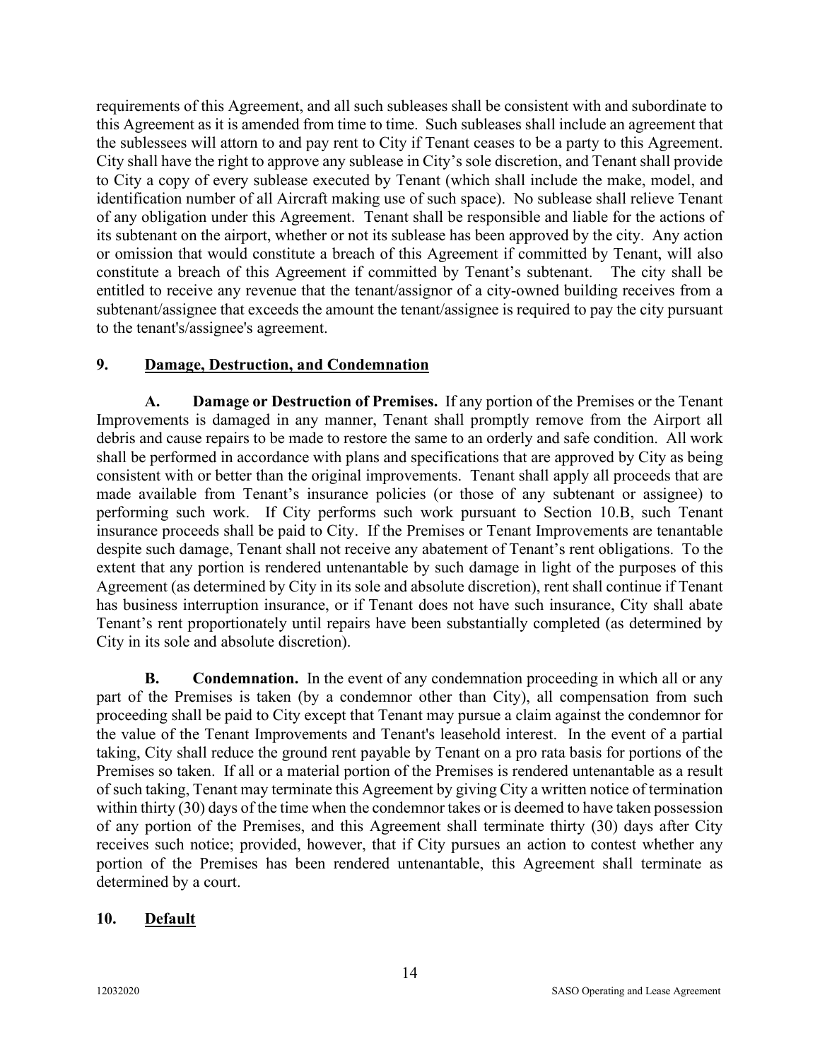requirements of this Agreement, and all such subleases shall be consistent with and subordinate to this Agreement as it is amended from time to time. Such subleases shall include an agreement that the sublessees will attorn to and pay rent to City if Tenant ceases to be a party to this Agreement. City shall have the right to approve any sublease in City's sole discretion, and Tenant shall provide to City a copy of every sublease executed by Tenant (which shall include the make, model, and identification number of all Aircraft making use of such space). No sublease shall relieve Tenant of any obligation under this Agreement. Tenant shall be responsible and liable for the actions of its subtenant on the airport, whether or not its sublease has been approved by the city. Any action or omission that would constitute a breach of this Agreement if committed by Tenant, will also constitute a breach of this Agreement if committed by Tenant's subtenant. The city shall be entitled to receive any revenue that the tenant/assignor of a city-owned building receives from a subtenant/assignee that exceeds the amount the tenant/assignee is required to pay the city pursuant to the tenant's/assignee's agreement.

## 9. Damage, Destruction, and Condemnation

**A. Damage or Destruction of Premises.** If any portion of the Premises or the Tenant Improvements is damaged in any manner, Tenant shall promptly remove from the Airport all debris and cause repairs to be made to restore the same to an orderly and safe condition. All work shall be performed in accordance with plans and specifications that are approved by City as being consistent with or better than the original improvements. Tenant shall apply all proceeds that are made available from Tenant's insurance policies (or those of any subtenant or assignee) to performing such work. If City performs such work pursuant to Section 10.B, such Tenant insurance proceeds shall be paid to City. If the Premises or Tenant Improvements are tenantable despite such damage, Tenant shall not receive any abatement of Tenant's rent obligations. To the extent that any portion is rendered untenantable by such damage in light of the purposes of this Agreement (as determined by City in its sole and absolute discretion), rent shall continue if Tenant has business interruption insurance, or if Tenant does not have such insurance, City shall abate Tenant's rent proportionately until repairs have been substantially completed (as determined by City in its sole and absolute discretion).

**B. Condemnation.** In the event of any condemnation proceeding in which all or any part of the Premises is taken (by a condemnor other than City), all compensation from such proceeding shall be paid to City except that Tenant may pursue a claim against the condemnor for the value of the Tenant Improvements and Tenant's leasehold interest. In the event of a partial taking, City shall reduce the ground rent payable by Tenant on a pro rata basis for portions of the Premises so taken. If all or a material portion of the Premises is rendered untenantable as a result of such taking, Tenant may terminate this Agreement by giving City a written notice of termination within thirty (30) days of the time when the condemnor takes or is deemed to have taken possession of any portion of the Premises, and this Agreement shall terminate thirty (30) days after City receives such notice; provided, however, that if City pursues an action to contest whether any portion of the Premises has been rendered untenantable, this Agreement shall terminate as determined by a court.

## 10. Default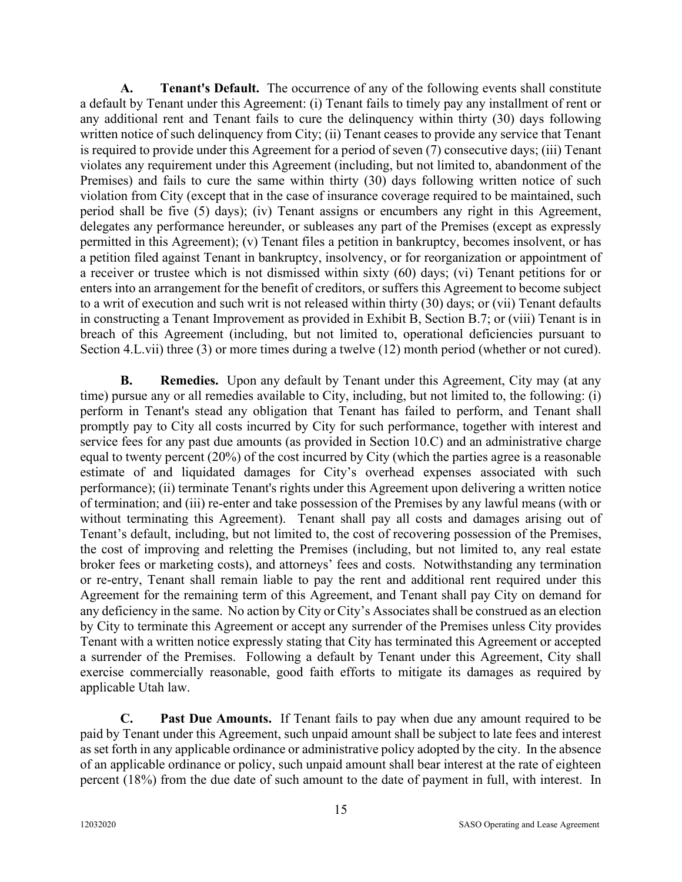**A. Tenant's Default.** The occurrence of any of the following events shall constitute a default by Tenant under this Agreement: (i) Tenant fails to timely pay any installment of rent or any additional rent and Tenant fails to cure the delinquency within thirty (30) days following written notice of such delinquency from City; (ii) Tenant ceases to provide any service that Tenant is required to provide under this Agreement for a period of seven (7) consecutive days; (iii) Tenant violates any requirement under this Agreement (including, but not limited to, abandonment of the Premises) and fails to cure the same within thirty (30) days following written notice of such violation from City (except that in the case of insurance coverage required to be maintained, such period shall be five (5) days); (iv) Tenant assigns or encumbers any right in this Agreement, delegates any performance hereunder, or subleases any part of the Premises (except as expressly permitted in this Agreement); (v) Tenant files a petition in bankruptcy, becomes insolvent, or has a petition filed against Tenant in bankruptcy, insolvency, or for reorganization or appointment of a receiver or trustee which is not dismissed within sixty (60) days; (vi) Tenant petitions for or enters into an arrangement for the benefit of creditors, or suffers this Agreement to become subject to a writ of execution and such writ is not released within thirty (30) days; or (vii) Tenant defaults in constructing a Tenant Improvement as provided in Exhibit B, Section B.7; or (viii) Tenant is in breach of this Agreement (including, but not limited to, operational deficiencies pursuant to Section 4.L.vii) three (3) or more times during a twelve (12) month period (whether or not cured).

**B. Remedies.** Upon any default by Tenant under this Agreement, City may (at any time) pursue any or all remedies available to City, including, but not limited to, the following: (i) perform in Tenant's stead any obligation that Tenant has failed to perform, and Tenant shall promptly pay to City all costs incurred by City for such performance, together with interest and service fees for any past due amounts (as provided in Section 10.C) and an administrative charge equal to twenty percent (20%) of the cost incurred by City (which the parties agree is a reasonable estimate of and liquidated damages for City's overhead expenses associated with such performance); (ii) terminate Tenant's rights under this Agreement upon delivering a written notice of termination; and (iii) re-enter and take possession of the Premises by any lawful means (with or without terminating this Agreement). Tenant shall pay all costs and damages arising out of Tenant's default, including, but not limited to, the cost of recovering possession of the Premises, the cost of improving and reletting the Premises (including, but not limited to, any real estate broker fees or marketing costs), and attorneys' fees and costs. Notwithstanding any termination or re-entry, Tenant shall remain liable to pay the rent and additional rent required under this Agreement for the remaining term of this Agreement, and Tenant shall pay City on demand for any deficiency in the same. No action by City or City's Associates shall be construed as an election by City to terminate this Agreement or accept any surrender of the Premises unless City provides Tenant with a written notice expressly stating that City has terminated this Agreement or accepted a surrender of the Premises. Following a default by Tenant under this Agreement, City shall exercise commercially reasonable, good faith efforts to mitigate its damages as required by applicable Utah law.

**C. Past Due Amounts.** If Tenant fails to pay when due any amount required to be paid by Tenant under this Agreement, such unpaid amount shall be subject to late fees and interest as set forth in any applicable ordinance or administrative policy adopted by the city. In the absence of an applicable ordinance or policy, such unpaid amount shall bear interest at the rate of eighteen percent (18%) from the due date of such amount to the date of payment in full, with interest. In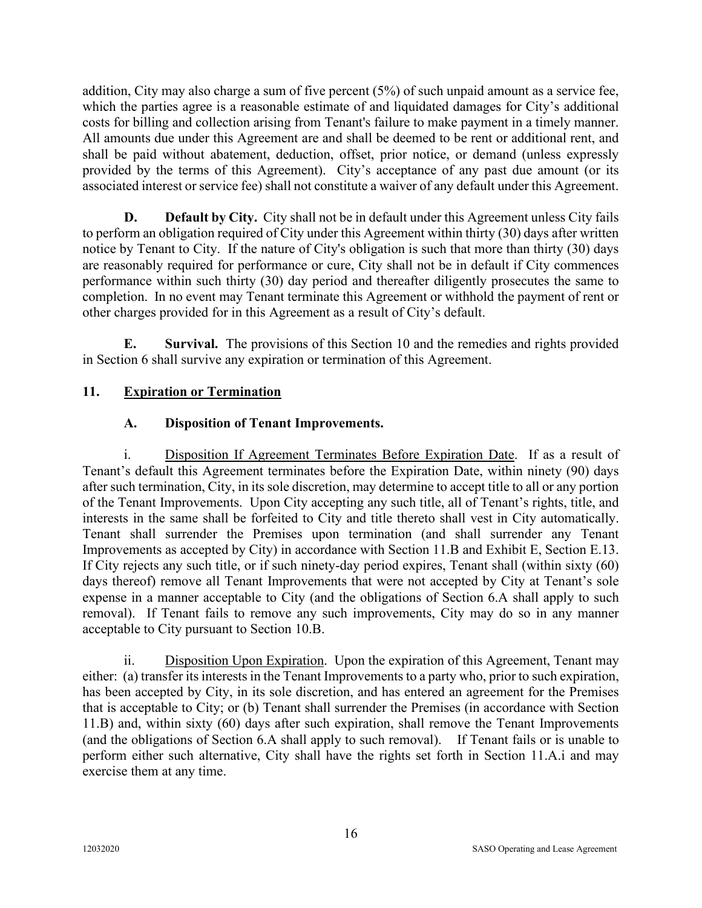addition, City may also charge a sum of five percent (5%) of such unpaid amount as a service fee, which the parties agree is a reasonable estimate of and liquidated damages for City's additional costs for billing and collection arising from Tenant's failure to make payment in a timely manner. All amounts due under this Agreement are and shall be deemed to be rent or additional rent, and shall be paid without abatement, deduction, offset, prior notice, or demand (unless expressly provided by the terms of this Agreement). City's acceptance of any past due amount (or its associated interest or service fee) shall not constitute a waiver of any default under this Agreement.

**D. Default by City.** City shall not be in default under this Agreement unless City fails to perform an obligation required of City under this Agreement within thirty (30) days after written notice by Tenant to City. If the nature of City's obligation is such that more than thirty (30) days are reasonably required for performance or cure, City shall not be in default if City commences performance within such thirty (30) day period and thereafter diligently prosecutes the same to completion. In no event may Tenant terminate this Agreement or withhold the payment of rent or other charges provided for in this Agreement as a result of City's default.

**E. Survival.** The provisions of this Section 10 and the remedies and rights provided in Section 6 shall survive any expiration or termination of this Agreement.

## 11. Expiration or Termination

### A. Disposition of Tenant Improvements.

i. Disposition If Agreement Terminates Before Expiration Date. If as a result of Tenant's default this Agreement terminates before the Expiration Date, within ninety (90) days after such termination, City, in its sole discretion, may determine to accept title to all or any portion of the Tenant Improvements. Upon City accepting any such title, all of Tenant's rights, title, and interests in the same shall be forfeited to City and title thereto shall vest in City automatically. Tenant shall surrender the Premises upon termination (and shall surrender any Tenant Improvements as accepted by City) in accordance with Section 11.B and Exhibit E, Section E.13. If City rejects any such title, or if such ninety-day period expires, Tenant shall (within sixty (60) days thereof) remove all Tenant Improvements that were not accepted by City at Tenant's sole expense in a manner acceptable to City (and the obligations of Section 6.A shall apply to such removal). If Tenant fails to remove any such improvements, City may do so in any manner acceptable to City pursuant to Section 10.B.

ii. Disposition Upon Expiration. Upon the expiration of this Agreement, Tenant may either: (a) transfer its interests in the Tenant Improvements to a party who, prior to such expiration, has been accepted by City, in its sole discretion, and has entered an agreement for the Premises that is acceptable to City; or (b) Tenant shall surrender the Premises (in accordance with Section 11.B) and, within sixty (60) days after such expiration, shall remove the Tenant Improvements (and the obligations of Section 6.A shall apply to such removal). If Tenant fails or is unable to perform either such alternative, City shall have the rights set forth in Section 11.A.i and may exercise them at any time.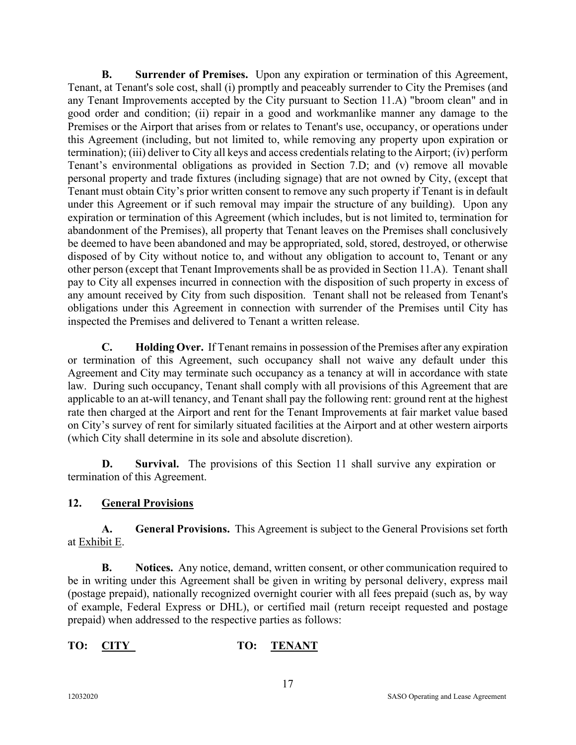**B. Surrender of Premises.** Upon any expiration or termination of this Agreement, Tenant, at Tenant's sole cost, shall (i) promptly and peaceably surrender to City the Premises (and any Tenant Improvements accepted by the City pursuant to Section 11.A) "broom clean" and in good order and condition; (ii) repair in a good and workmanlike manner any damage to the Premises or the Airport that arises from or relates to Tenant's use, occupancy, or operations under this Agreement (including, but not limited to, while removing any property upon expiration or termination); (iii) deliver to City all keys and access credentials relating to the Airport; (iv) perform Tenant's environmental obligations as provided in Section 7.D; and (v) remove all movable personal property and trade fixtures (including signage) that are not owned by City, (except that Tenant must obtain City's prior written consent to remove any such property if Tenant is in default under this Agreement or if such removal may impair the structure of any building). Upon any expiration or termination of this Agreement (which includes, but is not limited to, termination for abandonment of the Premises), all property that Tenant leaves on the Premises shall conclusively be deemed to have been abandoned and may be appropriated, sold, stored, destroyed, or otherwise disposed of by City without notice to, and without any obligation to account to, Tenant or any other person (except that Tenant Improvements shall be as provided in Section 11.A). Tenant shall pay to City all expenses incurred in connection with the disposition of such property in excess of any amount received by City from such disposition. Tenant shall not be released from Tenant's obligations under this Agreement in connection with surrender of the Premises until City has inspected the Premises and delivered to Tenant a written release.

**C. Holding Over.** If Tenant remains in possession of the Premises after any expiration or termination of this Agreement, such occupancy shall not waive any default under this Agreement and City may terminate such occupancy as a tenancy at will in accordance with state law. During such occupancy, Tenant shall comply with all provisions of this Agreement that are applicable to an at-will tenancy, and Tenant shall pay the following rent: ground rent at the highest rate then charged at the Airport and rent for the Tenant Improvements at fair market value based on City's survey of rent for similarly situated facilities at the Airport and at other western airports (which City shall determine in its sole and absolute discretion).

**D. Survival.** The provisions of this Section 11 shall survive any expiration or termination of this Agreement.

## 12. General Provisions

**A. General Provisions.** This Agreement is subject to the General Provisions set forth at Exhibit E.

**B. Notices.** Any notice, demand, written consent, or other communication required to be in writing under this Agreement shall be given in writing by personal delivery, express mail (postage prepaid), nationally recognized overnight courier with all fees prepaid (such as, by way of example, Federal Express or DHL), or certified mail (return receipt requested and postage prepaid) when addressed to the respective parties as follows:

**TO: CITY** **TO: TENANT**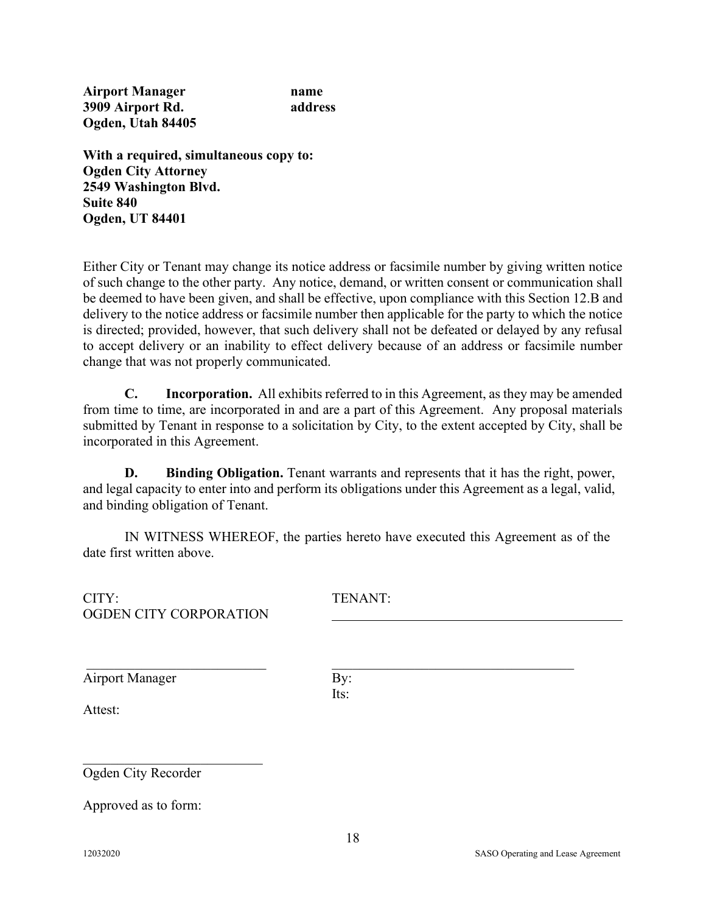**Airport Manager** **name**
**3909 Airport Rd.** **address**
**Ogden, Utah 84405**

**With a required, simultaneous copy to:**
**Ogden City Attorney**
**2549 Washington Blvd.**
**Suite 840**
**Ogden, UT 84401**

Either City or Tenant may change its notice address or facsimile number by giving written notice of such change to the other party. Any notice, demand, or written consent or communication shall be deemed to have been given, and shall be effective, upon compliance with this Section 12.B and delivery to the notice address or facsimile number then applicable for the party to which the notice is directed; provided, however, that such delivery shall not be defeated or delayed by any refusal to accept delivery or an inability to effect delivery because of an address or facsimile number change that was not properly communicated.

**C. Incorporation.** All exhibits referred to in this Agreement, as they may be amended from time to time, are incorporated in and are a part of this Agreement. Any proposal materials submitted by Tenant in response to a solicitation by City, to the extent accepted by City, shall be incorporated in this Agreement.

**D. Binding Obligation.** Tenant warrants and represents that it has the right, power, and legal capacity to enter into and perform its obligations under this Agreement as a legal, valid, and binding obligation of Tenant.

IN WITNESS WHEREOF, the parties hereto have executed this Agreement as of the date first written above.

CITY:
OGDEN CITY CORPORATION

\_\_\_\_\_\_\_\_\_\_\_\_\_\_\_\_\_\_\_\_\_\_\_\_\_\_\_
Airport Manager

Attest:

\_\_\_\_\_\_\_\_\_\_\_\_\_\_\_\_\_\_\_\_\_\_\_\_\_\_\_
Ogden City Recorder

Approved as to form:

TENANT:
\_\_\_\_\_\_\_\_\_\_\_\_\_\_\_\_\_\_\_\_\_\_\_\_\_\_\_\_\_\_\_\_\_\_\_\_\_\_\_\_\_\_\_\_

\_\_\_\_\_\_\_\_\_\_\_\_\_\_\_\_\_\_\_\_\_\_\_\_\_\_\_\_\_\_\_\_\_\_\_\_\_\_\_
By:
Its: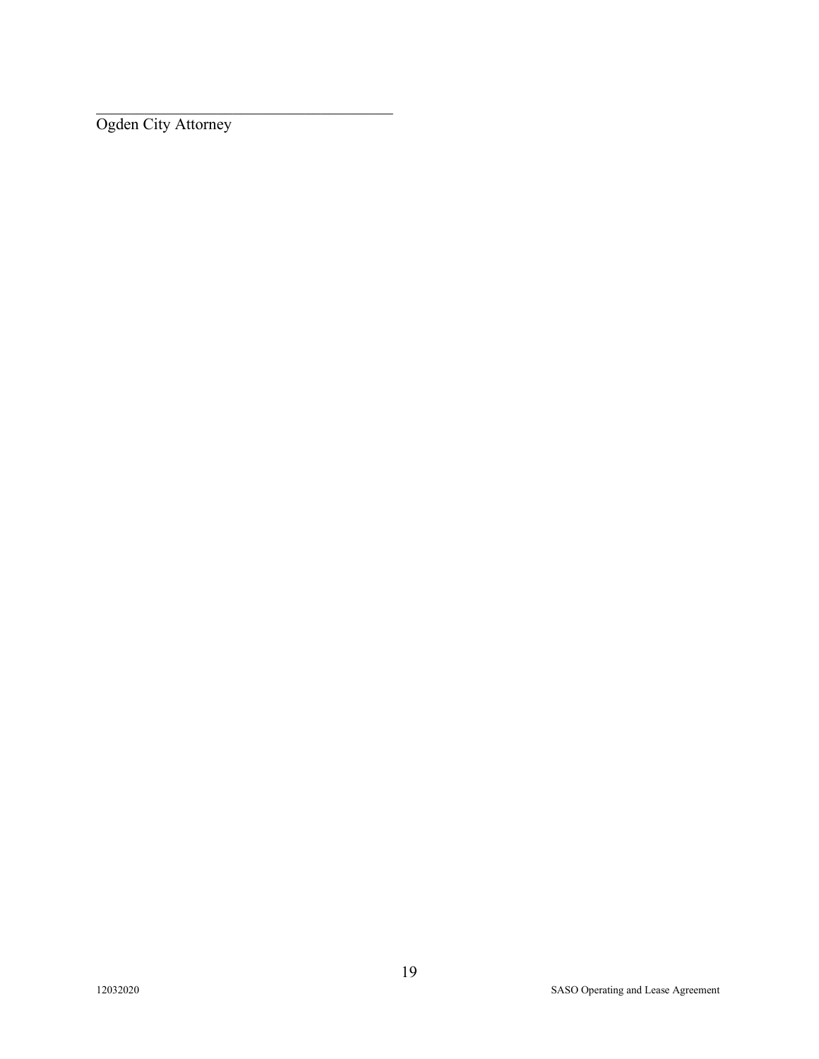\_\_\_\_\_\_\_\_\_\_\_\_\_\_\_\_\_\_\_\_\_\_\_\_\_\_\_\_\_\_\_\_\_\_\_\_\_\_\_\_

Ogden City Attorney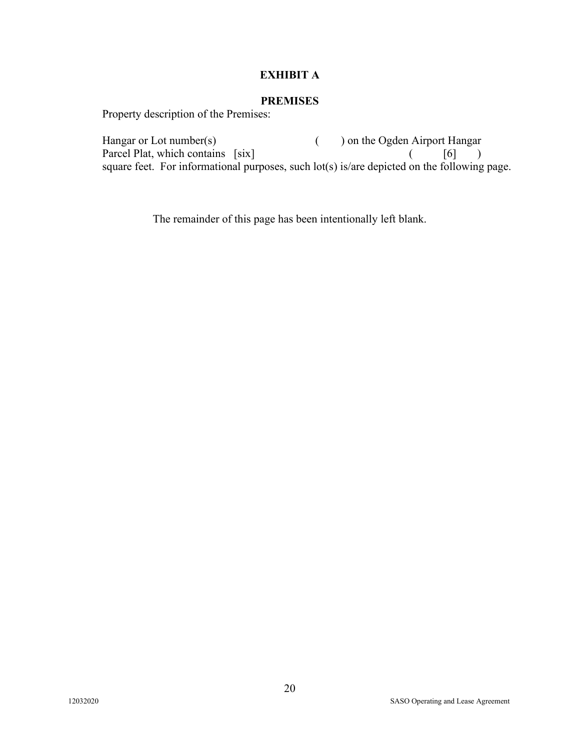**EXHIBIT A**

**PREMISES**

Property description of the Premises:

Hangar or Lot number(s) ( ) on the Ogden Airport Hangar Parcel Plat, which contains [six] ( [6] ) square feet. For informational purposes, such lot(s) is/are depicted on the following page.

The remainder of this page has been intentionally left blank.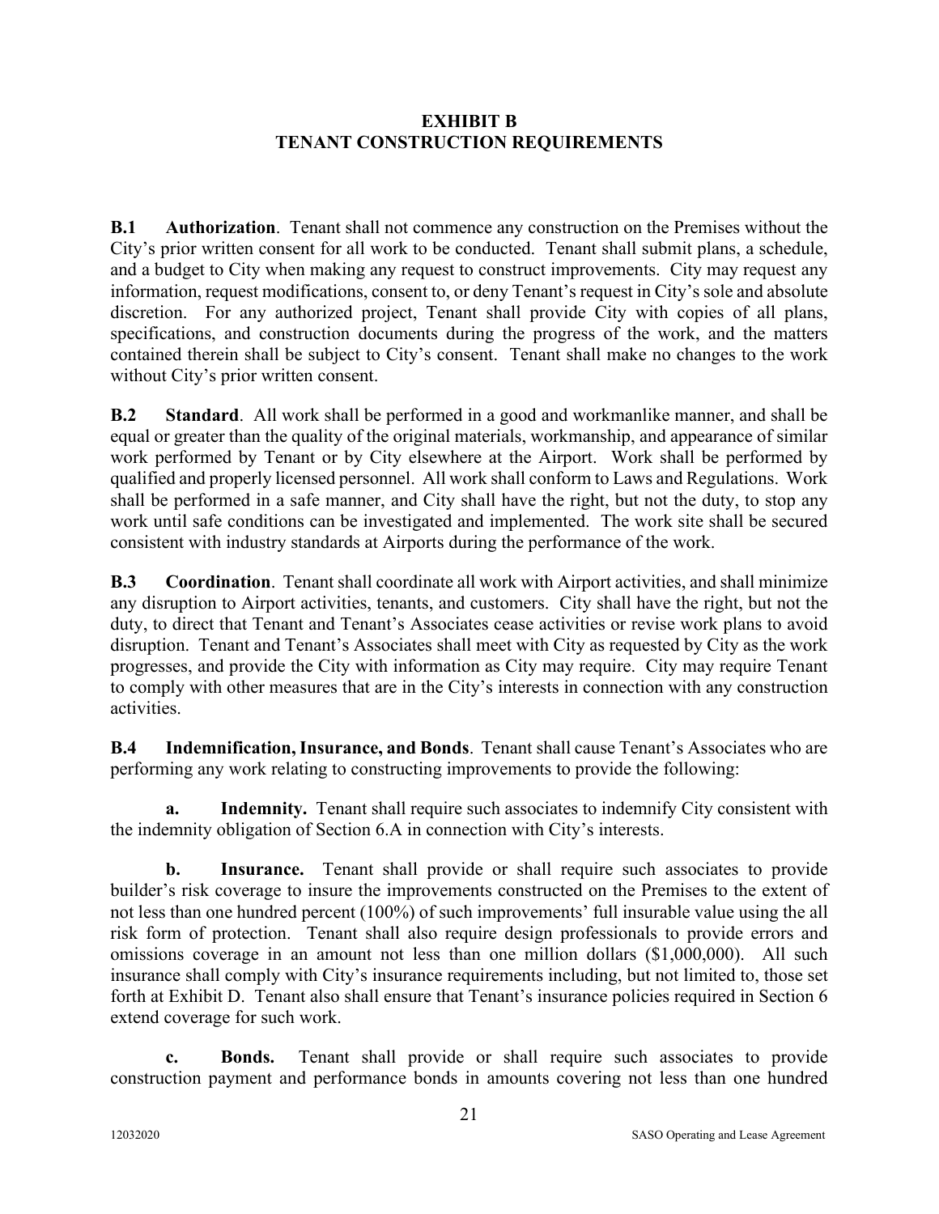# EXHIBIT B
# TENANT CONSTRUCTION REQUIREMENTS

**B.1 Authorization**. Tenant shall not commence any construction on the Premises without the City's prior written consent for all work to be conducted. Tenant shall submit plans, a schedule, and a budget to City when making any request to construct improvements. City may request any information, request modifications, consent to, or deny Tenant's request in City's sole and absolute discretion. For any authorized project, Tenant shall provide City with copies of all plans, specifications, and construction documents during the progress of the work, and the matters contained therein shall be subject to City's consent. Tenant shall make no changes to the work without City's prior written consent.

**B.2 Standard**. All work shall be performed in a good and workmanlike manner, and shall be equal or greater than the quality of the original materials, workmanship, and appearance of similar work performed by Tenant or by City elsewhere at the Airport. Work shall be performed by qualified and properly licensed personnel. All work shall conform to Laws and Regulations. Work shall be performed in a safe manner, and City shall have the right, but not the duty, to stop any work until safe conditions can be investigated and implemented. The work site shall be secured consistent with industry standards at Airports during the performance of the work.

**B.3 Coordination**. Tenant shall coordinate all work with Airport activities, and shall minimize any disruption to Airport activities, tenants, and customers. City shall have the right, but not the duty, to direct that Tenant and Tenant's Associates cease activities or revise work plans to avoid disruption. Tenant and Tenant's Associates shall meet with City as requested by City as the work progresses, and provide the City with information as City may require. City may require Tenant to comply with other measures that are in the City's interests in connection with any construction activities.

**B.4 Indemnification, Insurance, and Bonds**. Tenant shall cause Tenant's Associates who are performing any work relating to constructing improvements to provide the following:

**a. Indemnity.** Tenant shall require such associates to indemnify City consistent with the indemnity obligation of Section 6.A in connection with City's interests.

**b. Insurance.** Tenant shall provide or shall require such associates to provide builder's risk coverage to insure the improvements constructed on the Premises to the extent of not less than one hundred percent (100%) of such improvements' full insurable value using the all risk form of protection. Tenant shall also require design professionals to provide errors and omissions coverage in an amount not less than one million dollars ($1,000,000). All such insurance shall comply with City's insurance requirements including, but not limited to, those set forth at Exhibit D. Tenant also shall ensure that Tenant's insurance policies required in Section 6 extend coverage for such work.

**c. Bonds.** Tenant shall provide or shall require such associates to provide construction payment and performance bonds in amounts covering not less than one hundred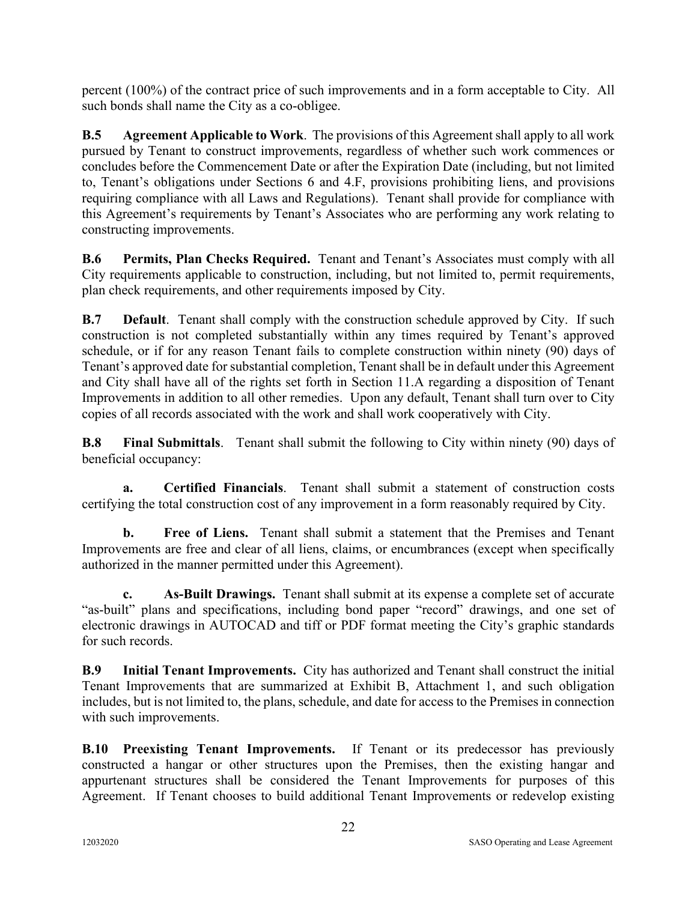percent (100%) of the contract price of such improvements and in a form acceptable to City. All such bonds shall name the City as a co-obligee.

**B.5 Agreement Applicable to Work**. The provisions of this Agreement shall apply to all work pursued by Tenant to construct improvements, regardless of whether such work commences or concludes before the Commencement Date or after the Expiration Date (including, but not limited to, Tenant's obligations under Sections 6 and 4.F, provisions prohibiting liens, and provisions requiring compliance with all Laws and Regulations). Tenant shall provide for compliance with this Agreement's requirements by Tenant's Associates who are performing any work relating to constructing improvements.

**B.6 Permits, Plan Checks Required.** Tenant and Tenant's Associates must comply with all City requirements applicable to construction, including, but not limited to, permit requirements, plan check requirements, and other requirements imposed by City.

**B.7 Default**. Tenant shall comply with the construction schedule approved by City. If such construction is not completed substantially within any times required by Tenant's approved schedule, or if for any reason Tenant fails to complete construction within ninety (90) days of Tenant's approved date for substantial completion, Tenant shall be in default under this Agreement and City shall have all of the rights set forth in Section 11.A regarding a disposition of Tenant Improvements in addition to all other remedies. Upon any default, Tenant shall turn over to City copies of all records associated with the work and shall work cooperatively with City.

**B.8 Final Submittals**. Tenant shall submit the following to City within ninety (90) days of beneficial occupancy:

**a. Certified Financials**. Tenant shall submit a statement of construction costs certifying the total construction cost of any improvement in a form reasonably required by City.

**b. Free of Liens.** Tenant shall submit a statement that the Premises and Tenant Improvements are free and clear of all liens, claims, or encumbrances (except when specifically authorized in the manner permitted under this Agreement).

**c. As-Built Drawings.** Tenant shall submit at its expense a complete set of accurate "as-built" plans and specifications, including bond paper "record" drawings, and one set of electronic drawings in AUTOCAD and tiff or PDF format meeting the City's graphic standards for such records.

**B.9 Initial Tenant Improvements.** City has authorized and Tenant shall construct the initial Tenant Improvements that are summarized at Exhibit B, Attachment 1, and such obligation includes, but is not limited to, the plans, schedule, and date for access to the Premises in connection with such improvements.

**B.10 Preexisting Tenant Improvements.** If Tenant or its predecessor has previously constructed a hangar or other structures upon the Premises, then the existing hangar and appurtenant structures shall be considered the Tenant Improvements for purposes of this Agreement. If Tenant chooses to build additional Tenant Improvements or redevelop existing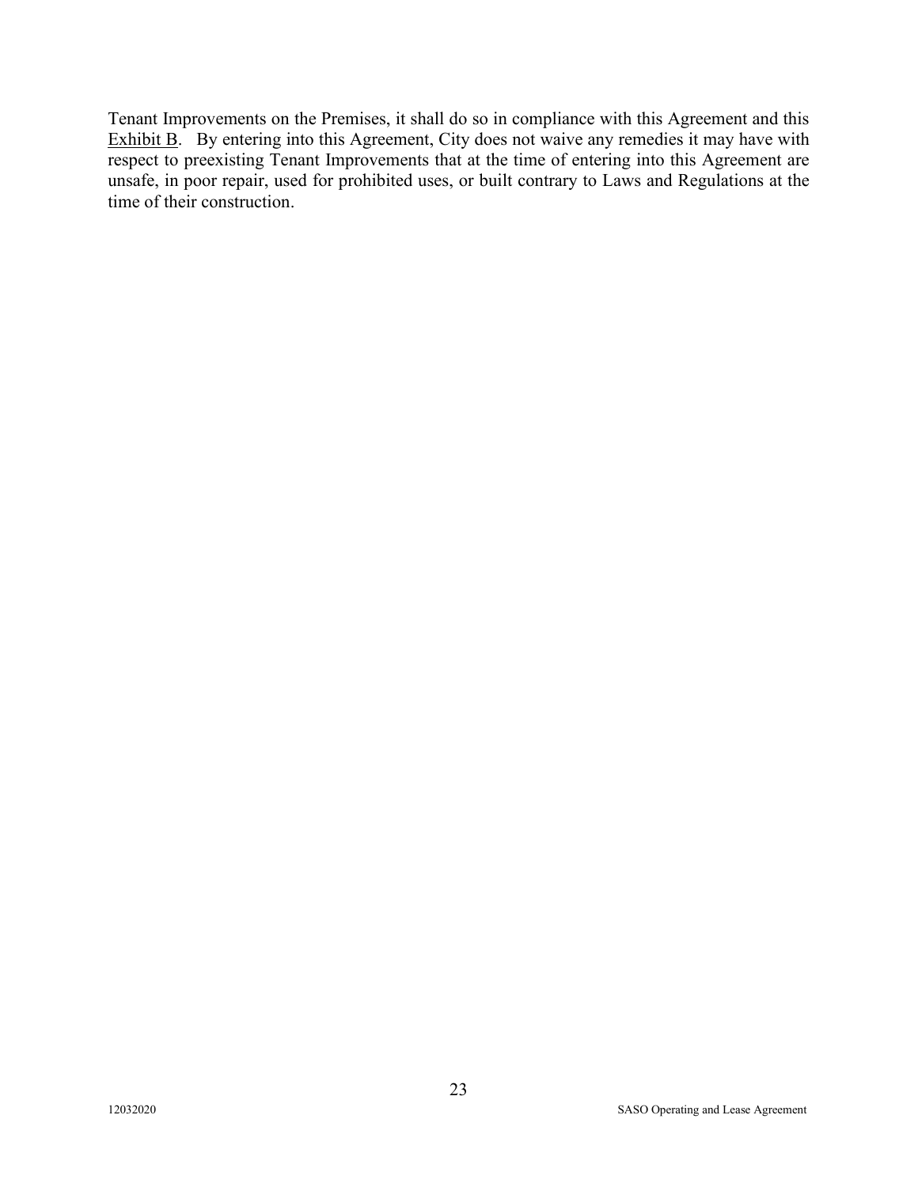Tenant Improvements on the Premises, it shall do so in compliance with this Agreement and this Exhibit B. By entering into this Agreement, City does not waive any remedies it may have with respect to preexisting Tenant Improvements that at the time of entering into this Agreement are unsafe, in poor repair, used for prohibited uses, or built contrary to Laws and Regulations at the time of their construction.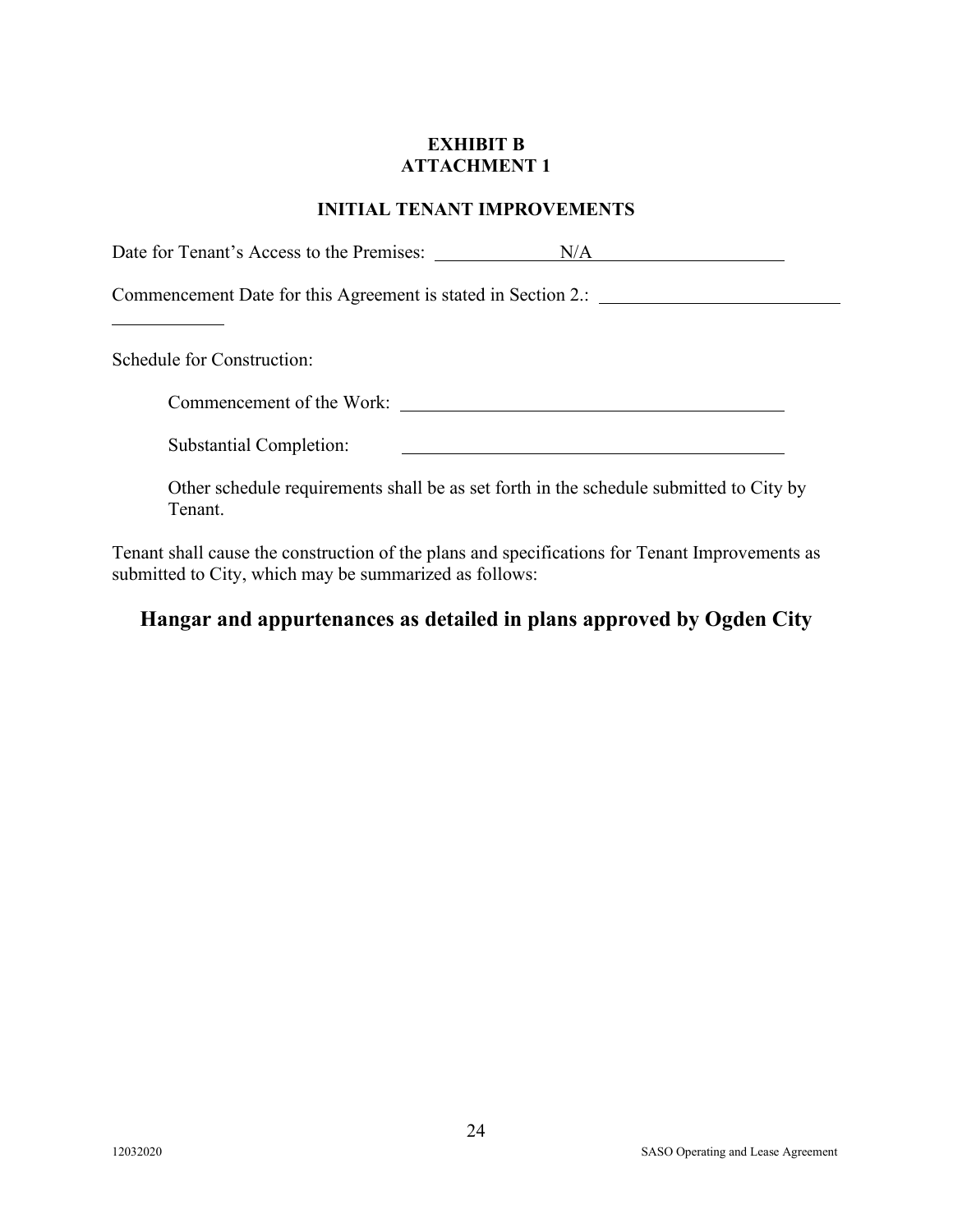# EXHIBIT B
# ATTACHMENT 1

## INITIAL TENANT IMPROVEMENTS

Date for Tenant's Access to the Premises: ______________N/A______________________

Commencement Date for this Agreement is stated in Section 2.: ____________________________ ____________

Schedule for Construction:

Commencement of the Work: ____________________________________________

Substantial Completion: ____________________________________________

Other schedule requirements shall be as set forth in the schedule submitted to City by Tenant.

Tenant shall cause the construction of the plans and specifications for Tenant Improvements as submitted to City, which may be summarized as follows:

**Hangar and appurtenances as detailed in plans approved by Ogden City**

12032020 SASO Operating and Lease Agreement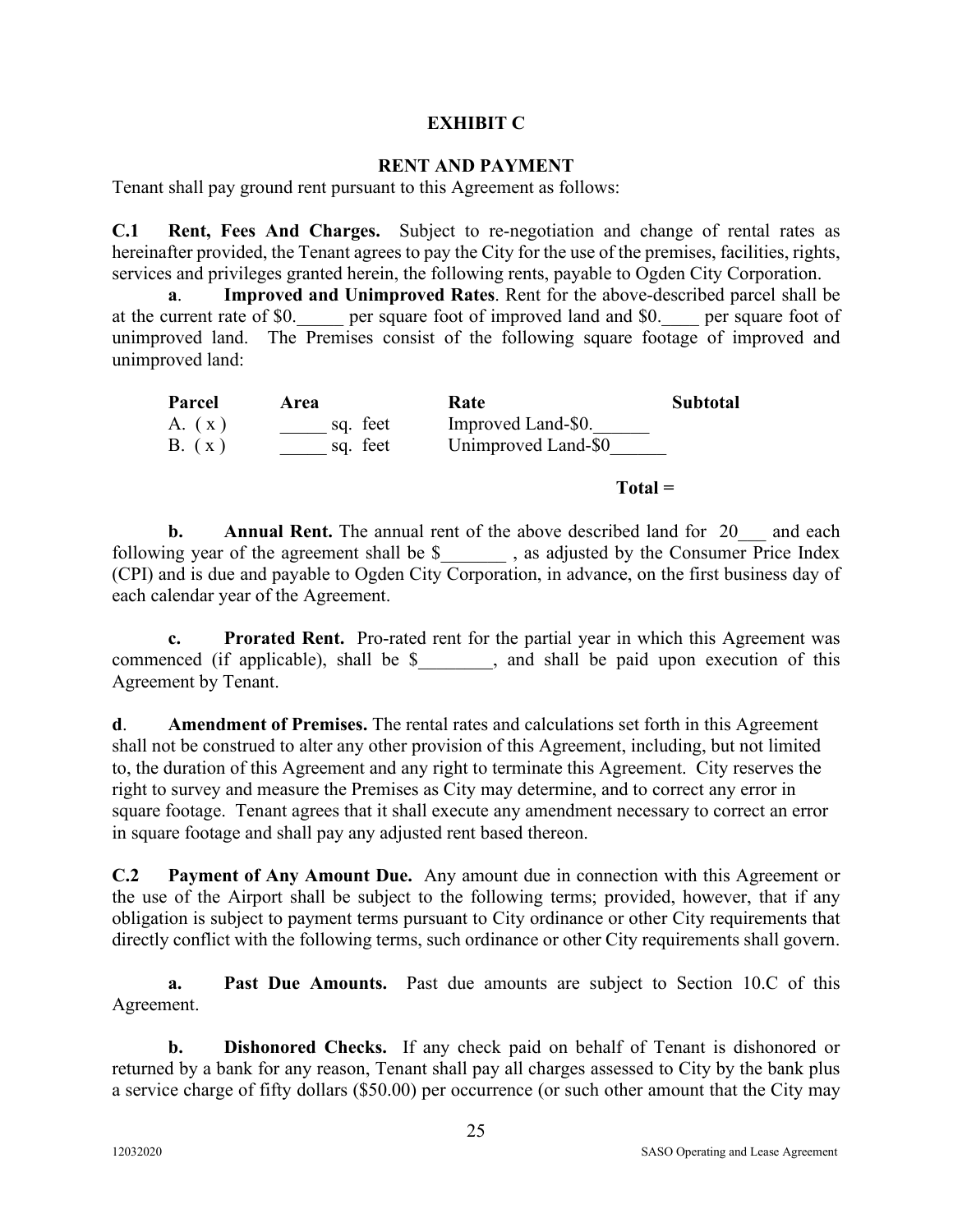# EXHIBIT C

## RENT AND PAYMENT

Tenant shall pay ground rent pursuant to this Agreement as follows:

**C.1 Rent, Fees And Charges.** Subject to re-negotiation and change of rental rates as hereinafter provided, the Tenant agrees to pay the City for the use of the premises, facilities, rights, services and privileges granted herein, the following rents, payable to Ogden City Corporation.

**a. Improved and Unimproved Rates**. Rent for the above-described parcel shall be at the current rate of $0.\_\_\_\_\_ per square foot of improved land and $0.\_\_\_\_ per square foot of unimproved land. The Premises consist of the following square footage of improved and unimproved land:

| Parcel | Area | Rate | Subtotal |
|---|---|---|---|
| A. ( x ) | \_\_\_\_\_ sq. feet | Improved Land-$0.\_\_\_\_\_\_ | |
| B. ( x ) | \_\_\_\_\_ sq. feet | Unimproved Land-$0\_\_\_\_\_\_ | |
| | | | **Total =** |

**b. Annual Rent.** The annual rent of the above described land for 20\_\_\_ and each following year of the agreement shall be $\_\_\_\_\_\_\_ , as adjusted by the Consumer Price Index (CPI) and is due and payable to Ogden City Corporation, in advance, on the first business day of each calendar year of the Agreement.

**c. Prorated Rent.** Pro-rated rent for the partial year in which this Agreement was commenced (if applicable), shall be $\_\_\_\_\_\_\_\_, and shall be paid upon execution of this Agreement by Tenant.

**d. Amendment of Premises.** The rental rates and calculations set forth in this Agreement shall not be construed to alter any other provision of this Agreement, including, but not limited to, the duration of this Agreement and any right to terminate this Agreement. City reserves the right to survey and measure the Premises as City may determine, and to correct any error in square footage. Tenant agrees that it shall execute any amendment necessary to correct an error in square footage and shall pay any adjusted rent based thereon.

**C.2 Payment of Any Amount Due.** Any amount due in connection with this Agreement or the use of the Airport shall be subject to the following terms; provided, however, that if any obligation is subject to payment terms pursuant to City ordinance or other City requirements that directly conflict with the following terms, such ordinance or other City requirements shall govern.

**a. Past Due Amounts.** Past due amounts are subject to Section 10.C of this Agreement.

**b. Dishonored Checks.** If any check paid on behalf of Tenant is dishonored or returned by a bank for any reason, Tenant shall pay all charges assessed to City by the bank plus a service charge of fifty dollars ($50.00) per occurrence (or such other amount that the City may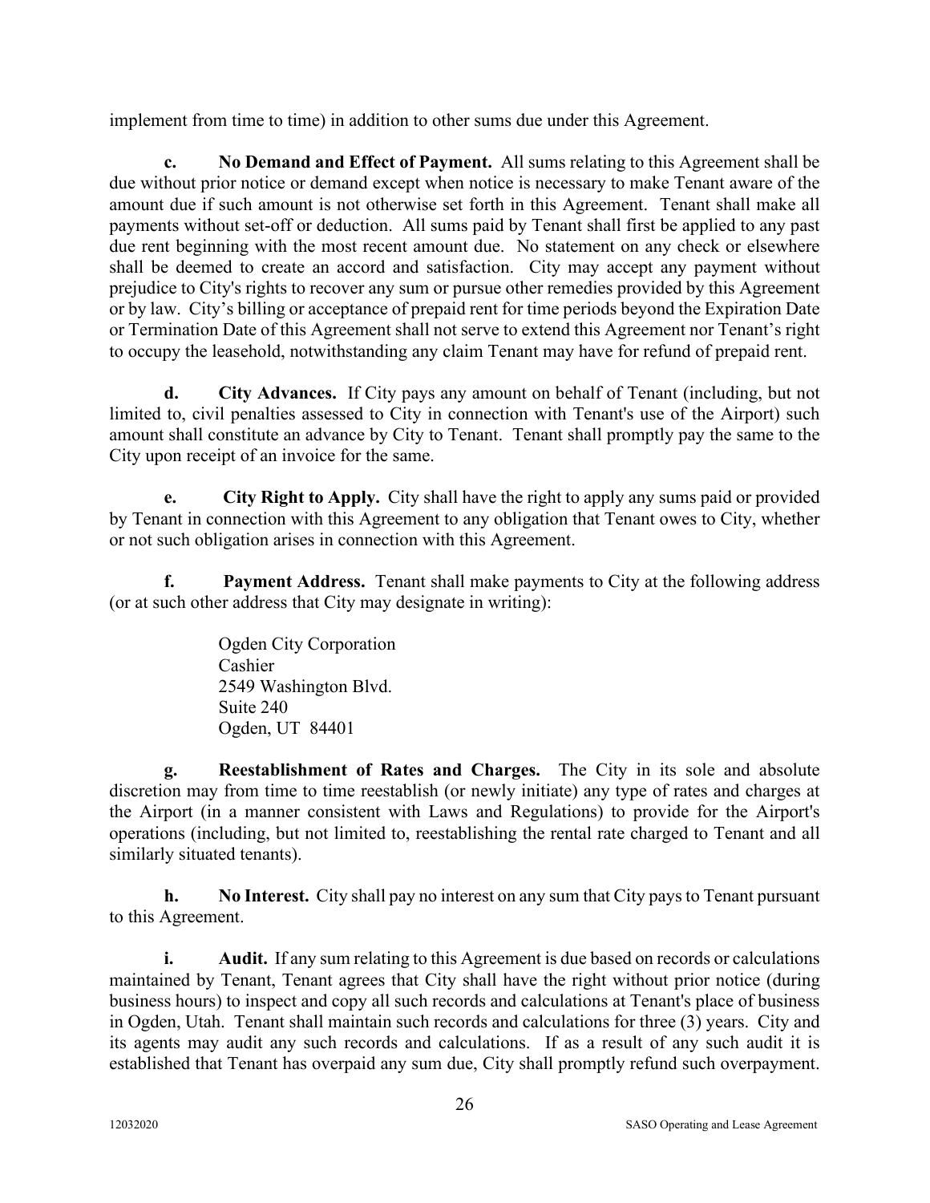implement from time to time) in addition to other sums due under this Agreement.

**c. No Demand and Effect of Payment.** All sums relating to this Agreement shall be due without prior notice or demand except when notice is necessary to make Tenant aware of the amount due if such amount is not otherwise set forth in this Agreement. Tenant shall make all payments without set-off or deduction. All sums paid by Tenant shall first be applied to any past due rent beginning with the most recent amount due. No statement on any check or elsewhere shall be deemed to create an accord and satisfaction. City may accept any payment without prejudice to City's rights to recover any sum or pursue other remedies provided by this Agreement or by law. City's billing or acceptance of prepaid rent for time periods beyond the Expiration Date or Termination Date of this Agreement shall not serve to extend this Agreement nor Tenant's right to occupy the leasehold, notwithstanding any claim Tenant may have for refund of prepaid rent.

**d. City Advances.** If City pays any amount on behalf of Tenant (including, but not limited to, civil penalties assessed to City in connection with Tenant's use of the Airport) such amount shall constitute an advance by City to Tenant. Tenant shall promptly pay the same to the City upon receipt of an invoice for the same.

**e. City Right to Apply.** City shall have the right to apply any sums paid or provided by Tenant in connection with this Agreement to any obligation that Tenant owes to City, whether or not such obligation arises in connection with this Agreement.

**f. Payment Address.** Tenant shall make payments to City at the following address (or at such other address that City may designate in writing):

Ogden City Corporation
Cashier
2549 Washington Blvd.
Suite 240
Ogden, UT 84401

**g. Reestablishment of Rates and Charges.** The City in its sole and absolute discretion may from time to time reestablish (or newly initiate) any type of rates and charges at the Airport (in a manner consistent with Laws and Regulations) to provide for the Airport's operations (including, but not limited to, reestablishing the rental rate charged to Tenant and all similarly situated tenants).

**h. No Interest.** City shall pay no interest on any sum that City pays to Tenant pursuant to this Agreement.

**i. Audit.** If any sum relating to this Agreement is due based on records or calculations maintained by Tenant, Tenant agrees that City shall have the right without prior notice (during business hours) to inspect and copy all such records and calculations at Tenant's place of business in Ogden, Utah. Tenant shall maintain such records and calculations for three (3) years. City and its agents may audit any such records and calculations. If as a result of any such audit it is established that Tenant has overpaid any sum due, City shall promptly refund such overpayment.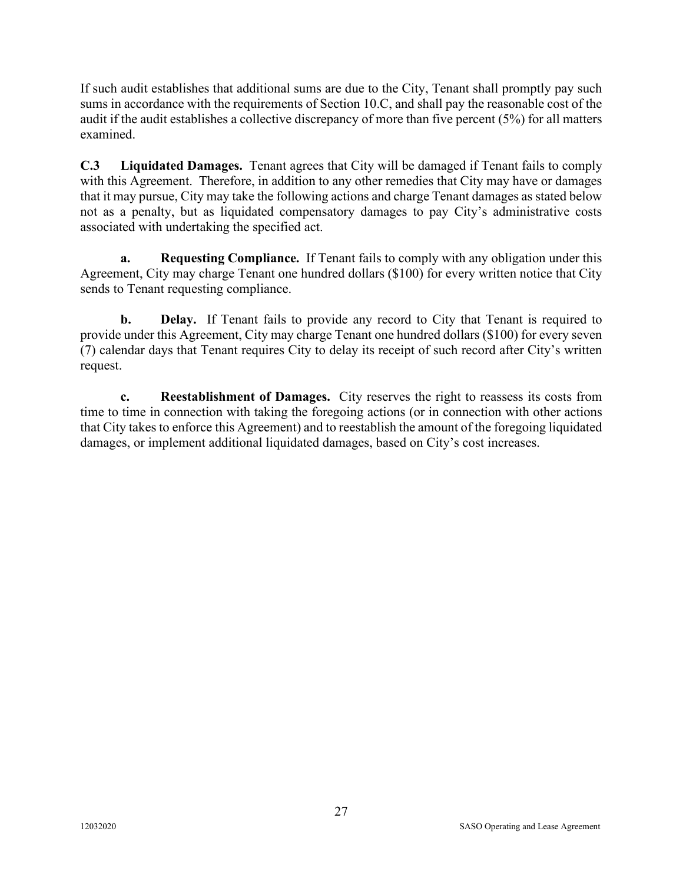If such audit establishes that additional sums are due to the City, Tenant shall promptly pay such sums in accordance with the requirements of Section 10.C, and shall pay the reasonable cost of the audit if the audit establishes a collective discrepancy of more than five percent (5%) for all matters examined.

**C.3 Liquidated Damages.** Tenant agrees that City will be damaged if Tenant fails to comply with this Agreement. Therefore, in addition to any other remedies that City may have or damages that it may pursue, City may take the following actions and charge Tenant damages as stated below not as a penalty, but as liquidated compensatory damages to pay City's administrative costs associated with undertaking the specified act.

**a. Requesting Compliance.** If Tenant fails to comply with any obligation under this Agreement, City may charge Tenant one hundred dollars ($100) for every written notice that City sends to Tenant requesting compliance.

**b. Delay.** If Tenant fails to provide any record to City that Tenant is required to provide under this Agreement, City may charge Tenant one hundred dollars ($100) for every seven (7) calendar days that Tenant requires City to delay its receipt of such record after City's written request.

**c. Reestablishment of Damages.** City reserves the right to reassess its costs from time to time in connection with taking the foregoing actions (or in connection with other actions that City takes to enforce this Agreement) and to reestablish the amount of the foregoing liquidated damages, or implement additional liquidated damages, based on City's cost increases.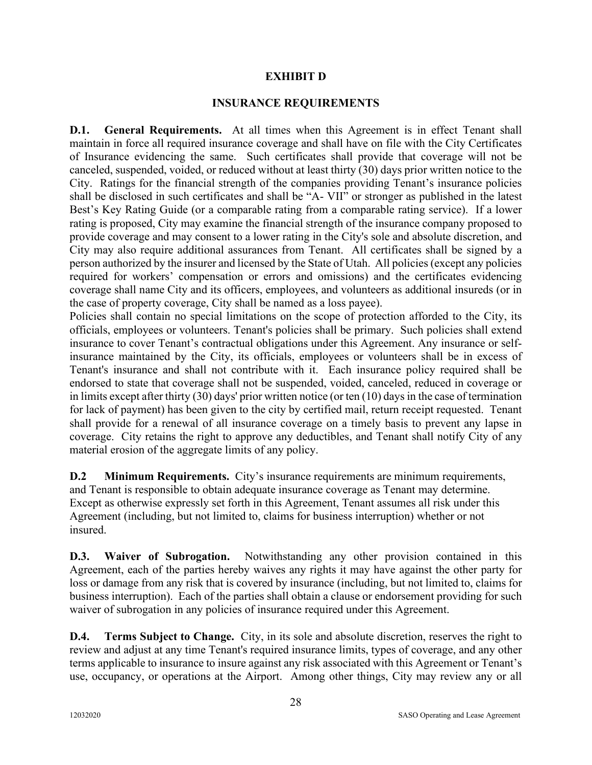# EXHIBIT D

## INSURANCE REQUIREMENTS

**D.1. General Requirements.** At all times when this Agreement is in effect Tenant shall maintain in force all required insurance coverage and shall have on file with the City Certificates of Insurance evidencing the same. Such certificates shall provide that coverage will not be canceled, suspended, voided, or reduced without at least thirty (30) days prior written notice to the City. Ratings for the financial strength of the companies providing Tenant's insurance policies shall be disclosed in such certificates and shall be "A- VII" or stronger as published in the latest Best's Key Rating Guide (or a comparable rating from a comparable rating service). If a lower rating is proposed, City may examine the financial strength of the insurance company proposed to provide coverage and may consent to a lower rating in the City's sole and absolute discretion, and City may also require additional assurances from Tenant. All certificates shall be signed by a person authorized by the insurer and licensed by the State of Utah. All policies (except any policies required for workers' compensation or errors and omissions) and the certificates evidencing coverage shall name City and its officers, employees, and volunteers as additional insureds (or in the case of property coverage, City shall be named as a loss payee).

Policies shall contain no special limitations on the scope of protection afforded to the City, its officials, employees or volunteers. Tenant's policies shall be primary. Such policies shall extend insurance to cover Tenant's contractual obligations under this Agreement. Any insurance or self-insurance maintained by the City, its officials, employees or volunteers shall be in excess of Tenant's insurance and shall not contribute with it. Each insurance policy required shall be endorsed to state that coverage shall not be suspended, voided, canceled, reduced in coverage or in limits except after thirty (30) days' prior written notice (or ten (10) days in the case of termination for lack of payment) has been given to the city by certified mail, return receipt requested. Tenant shall provide for a renewal of all insurance coverage on a timely basis to prevent any lapse in coverage. City retains the right to approve any deductibles, and Tenant shall notify City of any material erosion of the aggregate limits of any policy.

**D.2 Minimum Requirements.** City's insurance requirements are minimum requirements, and Tenant is responsible to obtain adequate insurance coverage as Tenant may determine. Except as otherwise expressly set forth in this Agreement, Tenant assumes all risk under this Agreement (including, but not limited to, claims for business interruption) whether or not insured.

**D.3. Waiver of Subrogation.** Notwithstanding any other provision contained in this Agreement, each of the parties hereby waives any rights it may have against the other party for loss or damage from any risk that is covered by insurance (including, but not limited to, claims for business interruption). Each of the parties shall obtain a clause or endorsement providing for such waiver of subrogation in any policies of insurance required under this Agreement.

**D.4. Terms Subject to Change.** City, in its sole and absolute discretion, reserves the right to review and adjust at any time Tenant's required insurance limits, types of coverage, and any other terms applicable to insurance to insure against any risk associated with this Agreement or Tenant's use, occupancy, or operations at the Airport. Among other things, City may review any or all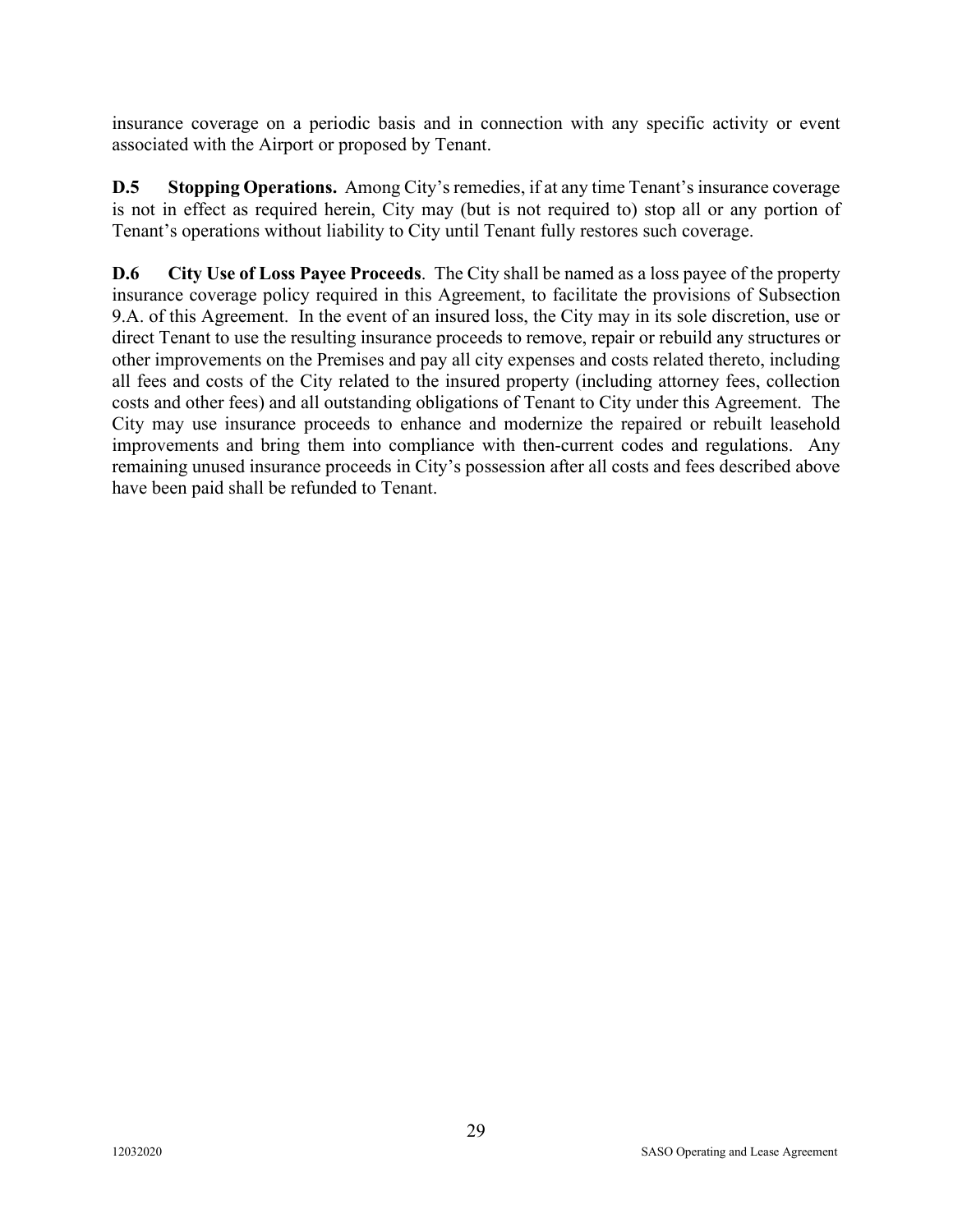insurance coverage on a periodic basis and in connection with any specific activity or event associated with the Airport or proposed by Tenant.

**D.5 Stopping Operations.** Among City's remedies, if at any time Tenant's insurance coverage is not in effect as required herein, City may (but is not required to) stop all or any portion of Tenant's operations without liability to City until Tenant fully restores such coverage.

**D.6 City Use of Loss Payee Proceeds**. The City shall be named as a loss payee of the property insurance coverage policy required in this Agreement, to facilitate the provisions of Subsection 9.A. of this Agreement. In the event of an insured loss, the City may in its sole discretion, use or direct Tenant to use the resulting insurance proceeds to remove, repair or rebuild any structures or other improvements on the Premises and pay all city expenses and costs related thereto, including all fees and costs of the City related to the insured property (including attorney fees, collection costs and other fees) and all outstanding obligations of Tenant to City under this Agreement. The City may use insurance proceeds to enhance and modernize the repaired or rebuilt leasehold improvements and bring them into compliance with then-current codes and regulations. Any remaining unused insurance proceeds in City's possession after all costs and fees described above have been paid shall be refunded to Tenant.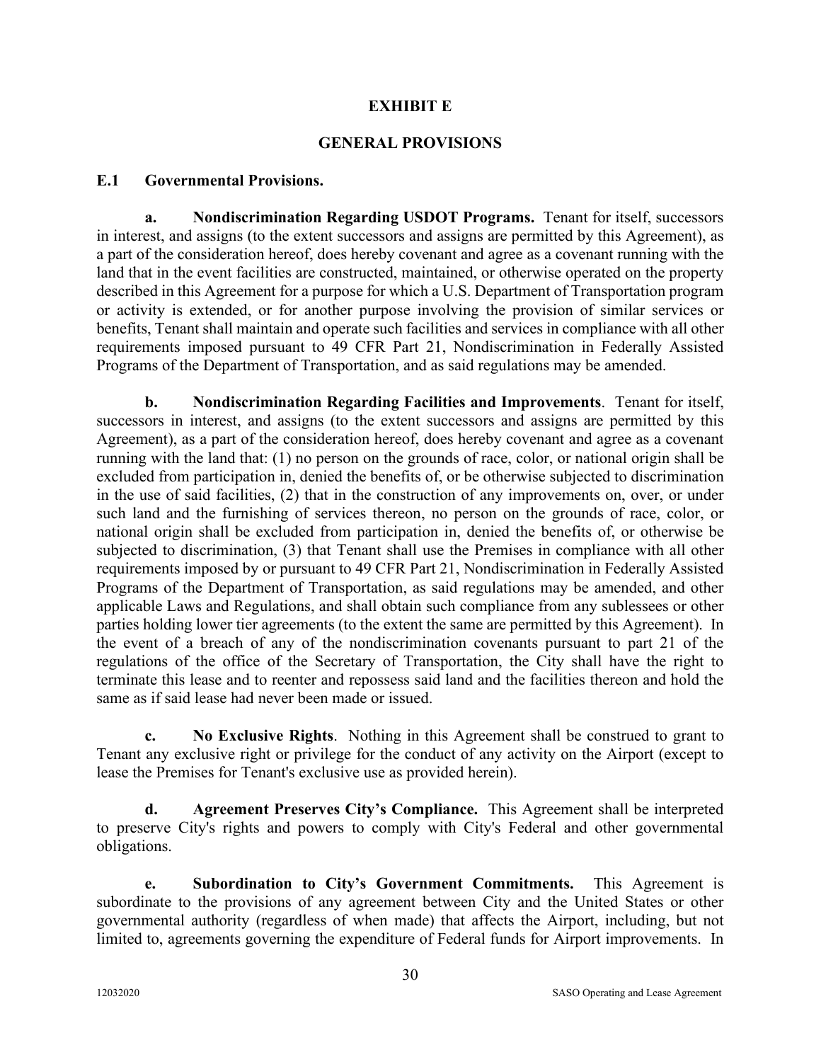# EXHIBIT E

# GENERAL PROVISIONS

## E.1 Governmental Provisions.

**a. Nondiscrimination Regarding USDOT Programs.** Tenant for itself, successors in interest, and assigns (to the extent successors and assigns are permitted by this Agreement), as a part of the consideration hereof, does hereby covenant and agree as a covenant running with the land that in the event facilities are constructed, maintained, or otherwise operated on the property described in this Agreement for a purpose for which a U.S. Department of Transportation program or activity is extended, or for another purpose involving the provision of similar services or benefits, Tenant shall maintain and operate such facilities and services in compliance with all other requirements imposed pursuant to 49 CFR Part 21, Nondiscrimination in Federally Assisted Programs of the Department of Transportation, and as said regulations may be amended.

**b. Nondiscrimination Regarding Facilities and Improvements**. Tenant for itself, successors in interest, and assigns (to the extent successors and assigns are permitted by this Agreement), as a part of the consideration hereof, does hereby covenant and agree as a covenant running with the land that: (1) no person on the grounds of race, color, or national origin shall be excluded from participation in, denied the benefits of, or be otherwise subjected to discrimination in the use of said facilities, (2) that in the construction of any improvements on, over, or under such land and the furnishing of services thereon, no person on the grounds of race, color, or national origin shall be excluded from participation in, denied the benefits of, or otherwise be subjected to discrimination, (3) that Tenant shall use the Premises in compliance with all other requirements imposed by or pursuant to 49 CFR Part 21, Nondiscrimination in Federally Assisted Programs of the Department of Transportation, as said regulations may be amended, and other applicable Laws and Regulations, and shall obtain such compliance from any sublessees or other parties holding lower tier agreements (to the extent the same are permitted by this Agreement). In the event of a breach of any of the nondiscrimination covenants pursuant to part 21 of the regulations of the office of the Secretary of Transportation, the City shall have the right to terminate this lease and to reenter and repossess said land and the facilities thereon and hold the same as if said lease had never been made or issued.

**c. No Exclusive Rights**. Nothing in this Agreement shall be construed to grant to Tenant any exclusive right or privilege for the conduct of any activity on the Airport (except to lease the Premises for Tenant's exclusive use as provided herein).

**d. Agreement Preserves City's Compliance.** This Agreement shall be interpreted to preserve City's rights and powers to comply with City's Federal and other governmental obligations.

**e. Subordination to City's Government Commitments.** This Agreement is subordinate to the provisions of any agreement between City and the United States or other governmental authority (regardless of when made) that affects the Airport, including, but not limited to, agreements governing the expenditure of Federal funds for Airport improvements. In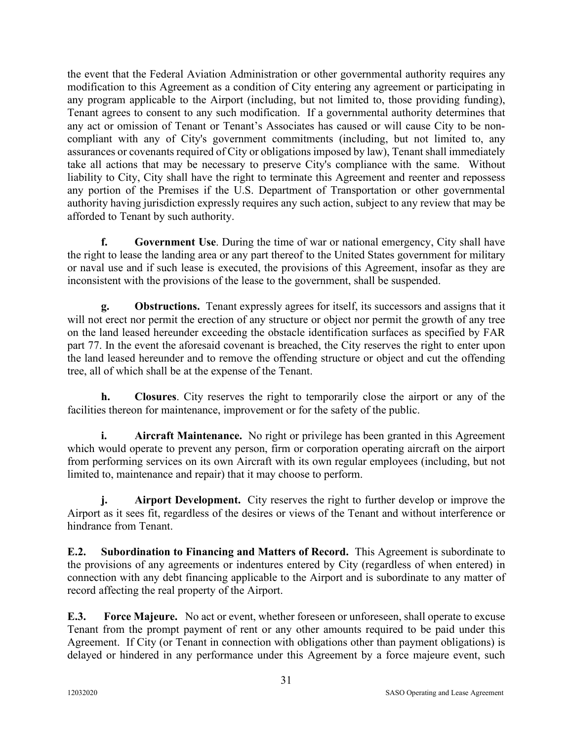the event that the Federal Aviation Administration or other governmental authority requires any modification to this Agreement as a condition of City entering any agreement or participating in any program applicable to the Airport (including, but not limited to, those providing funding), Tenant agrees to consent to any such modification. If a governmental authority determines that any act or omission of Tenant or Tenant's Associates has caused or will cause City to be non-compliant with any of City's government commitments (including, but not limited to, any assurances or covenants required of City or obligations imposed by law), Tenant shall immediately take all actions that may be necessary to preserve City's compliance with the same. Without liability to City, City shall have the right to terminate this Agreement and reenter and repossess any portion of the Premises if the U.S. Department of Transportation or other governmental authority having jurisdiction expressly requires any such action, subject to any review that may be afforded to Tenant by such authority.

**f. Government Use**. During the time of war or national emergency, City shall have the right to lease the landing area or any part thereof to the United States government for military or naval use and if such lease is executed, the provisions of this Agreement, insofar as they are inconsistent with the provisions of the lease to the government, shall be suspended.

**g. Obstructions.** Tenant expressly agrees for itself, its successors and assigns that it will not erect nor permit the erection of any structure or object nor permit the growth of any tree on the land leased hereunder exceeding the obstacle identification surfaces as specified by FAR part 77. In the event the aforesaid covenant is breached, the City reserves the right to enter upon the land leased hereunder and to remove the offending structure or object and cut the offending tree, all of which shall be at the expense of the Tenant.

**h. Closures**. City reserves the right to temporarily close the airport or any of the facilities thereon for maintenance, improvement or for the safety of the public.

**i. Aircraft Maintenance.** No right or privilege has been granted in this Agreement which would operate to prevent any person, firm or corporation operating aircraft on the airport from performing services on its own Aircraft with its own regular employees (including, but not limited to, maintenance and repair) that it may choose to perform.

**j. Airport Development.** City reserves the right to further develop or improve the Airport as it sees fit, regardless of the desires or views of the Tenant and without interference or hindrance from Tenant.

**E.2. Subordination to Financing and Matters of Record.** This Agreement is subordinate to the provisions of any agreements or indentures entered by City (regardless of when entered) in connection with any debt financing applicable to the Airport and is subordinate to any matter of record affecting the real property of the Airport.

**E.3. Force Majeure.** No act or event, whether foreseen or unforeseen, shall operate to excuse Tenant from the prompt payment of rent or any other amounts required to be paid under this Agreement. If City (or Tenant in connection with obligations other than payment obligations) is delayed or hindered in any performance under this Agreement by a force majeure event, such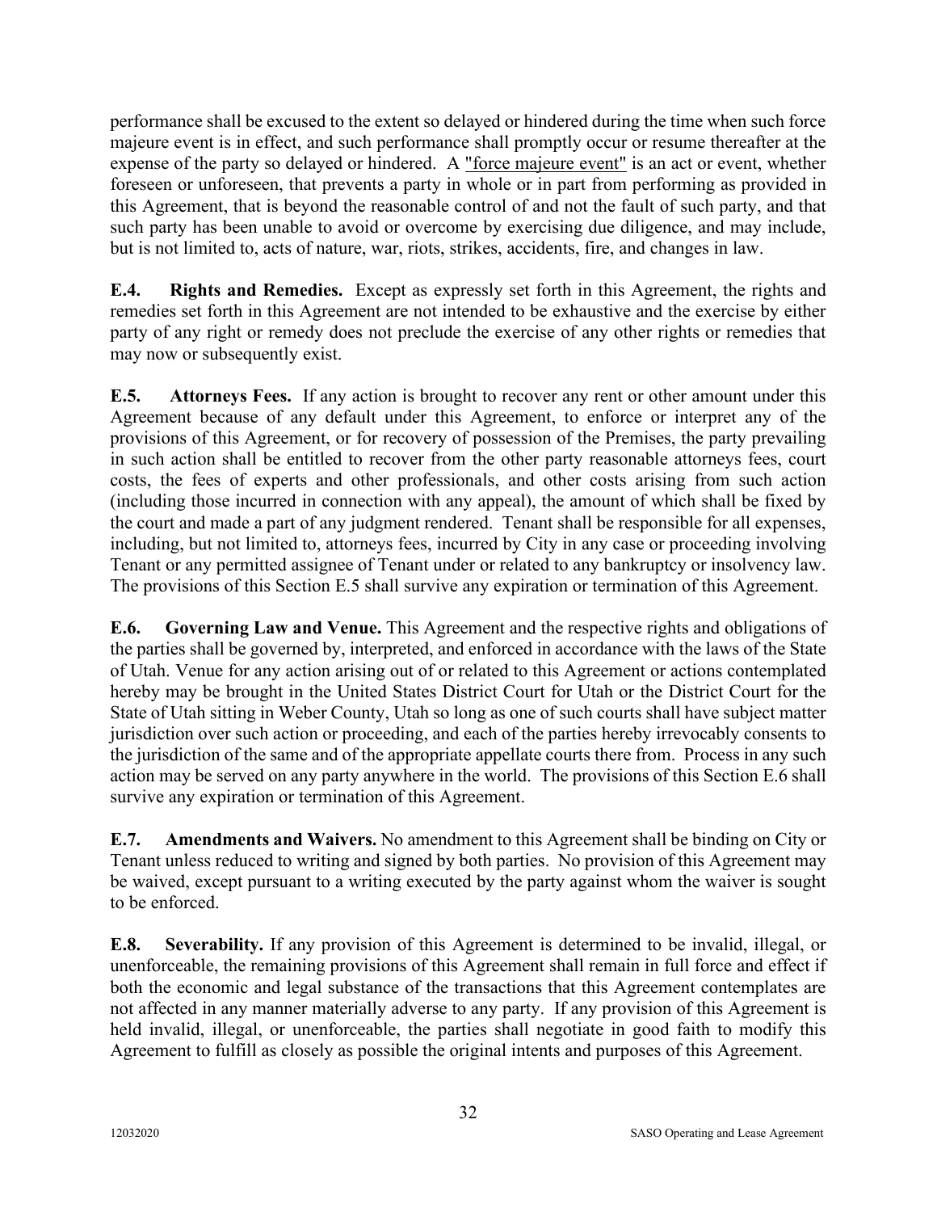performance shall be excused to the extent so delayed or hindered during the time when such force majeure event is in effect, and such performance shall promptly occur or resume thereafter at the expense of the party so delayed or hindered. A "force majeure event" is an act or event, whether foreseen or unforeseen, that prevents a party in whole or in part from performing as provided in this Agreement, that is beyond the reasonable control of and not the fault of such party, and that such party has been unable to avoid or overcome by exercising due diligence, and may include, but is not limited to, acts of nature, war, riots, strikes, accidents, fire, and changes in law.

**E.4. Rights and Remedies.** Except as expressly set forth in this Agreement, the rights and remedies set forth in this Agreement are not intended to be exhaustive and the exercise by either party of any right or remedy does not preclude the exercise of any other rights or remedies that may now or subsequently exist.

**E.5. Attorneys Fees.** If any action is brought to recover any rent or other amount under this Agreement because of any default under this Agreement, to enforce or interpret any of the provisions of this Agreement, or for recovery of possession of the Premises, the party prevailing in such action shall be entitled to recover from the other party reasonable attorneys fees, court costs, the fees of experts and other professionals, and other costs arising from such action (including those incurred in connection with any appeal), the amount of which shall be fixed by the court and made a part of any judgment rendered. Tenant shall be responsible for all expenses, including, but not limited to, attorneys fees, incurred by City in any case or proceeding involving Tenant or any permitted assignee of Tenant under or related to any bankruptcy or insolvency law. The provisions of this Section E.5 shall survive any expiration or termination of this Agreement.

**E.6. Governing Law and Venue.** This Agreement and the respective rights and obligations of the parties shall be governed by, interpreted, and enforced in accordance with the laws of the State of Utah. Venue for any action arising out of or related to this Agreement or actions contemplated hereby may be brought in the United States District Court for Utah or the District Court for the State of Utah sitting in Weber County, Utah so long as one of such courts shall have subject matter jurisdiction over such action or proceeding, and each of the parties hereby irrevocably consents to the jurisdiction of the same and of the appropriate appellate courts there from. Process in any such action may be served on any party anywhere in the world. The provisions of this Section E.6 shall survive any expiration or termination of this Agreement.

**E.7. Amendments and Waivers.** No amendment to this Agreement shall be binding on City or Tenant unless reduced to writing and signed by both parties. No provision of this Agreement may be waived, except pursuant to a writing executed by the party against whom the waiver is sought to be enforced.

**E.8. Severability.** If any provision of this Agreement is determined to be invalid, illegal, or unenforceable, the remaining provisions of this Agreement shall remain in full force and effect if both the economic and legal substance of the transactions that this Agreement contemplates are not affected in any manner materially adverse to any party. If any provision of this Agreement is held invalid, illegal, or unenforceable, the parties shall negotiate in good faith to modify this Agreement to fulfill as closely as possible the original intents and purposes of this Agreement.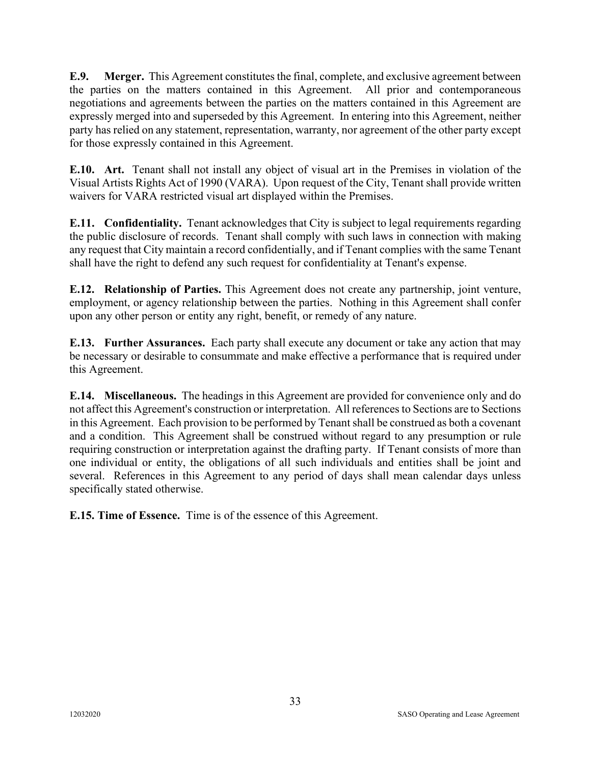**E.9. Merger.** This Agreement constitutes the final, complete, and exclusive agreement between the parties on the matters contained in this Agreement. All prior and contemporaneous negotiations and agreements between the parties on the matters contained in this Agreement are expressly merged into and superseded by this Agreement. In entering into this Agreement, neither party has relied on any statement, representation, warranty, nor agreement of the other party except for those expressly contained in this Agreement.

**E.10. Art.** Tenant shall not install any object of visual art in the Premises in violation of the Visual Artists Rights Act of 1990 (VARA). Upon request of the City, Tenant shall provide written waivers for VARA restricted visual art displayed within the Premises.

**E.11. Confidentiality.** Tenant acknowledges that City is subject to legal requirements regarding the public disclosure of records. Tenant shall comply with such laws in connection with making any request that City maintain a record confidentially, and if Tenant complies with the same Tenant shall have the right to defend any such request for confidentiality at Tenant's expense.

**E.12. Relationship of Parties.** This Agreement does not create any partnership, joint venture, employment, or agency relationship between the parties. Nothing in this Agreement shall confer upon any other person or entity any right, benefit, or remedy of any nature.

**E.13. Further Assurances.** Each party shall execute any document or take any action that may be necessary or desirable to consummate and make effective a performance that is required under this Agreement.

**E.14. Miscellaneous.** The headings in this Agreement are provided for convenience only and do not affect this Agreement's construction or interpretation. All references to Sections are to Sections in this Agreement. Each provision to be performed by Tenant shall be construed as both a covenant and a condition. This Agreement shall be construed without regard to any presumption or rule requiring construction or interpretation against the drafting party. If Tenant consists of more than one individual or entity, the obligations of all such individuals and entities shall be joint and several. References in this Agreement to any period of days shall mean calendar days unless specifically stated otherwise.

**E.15. Time of Essence.** Time is of the essence of this Agreement.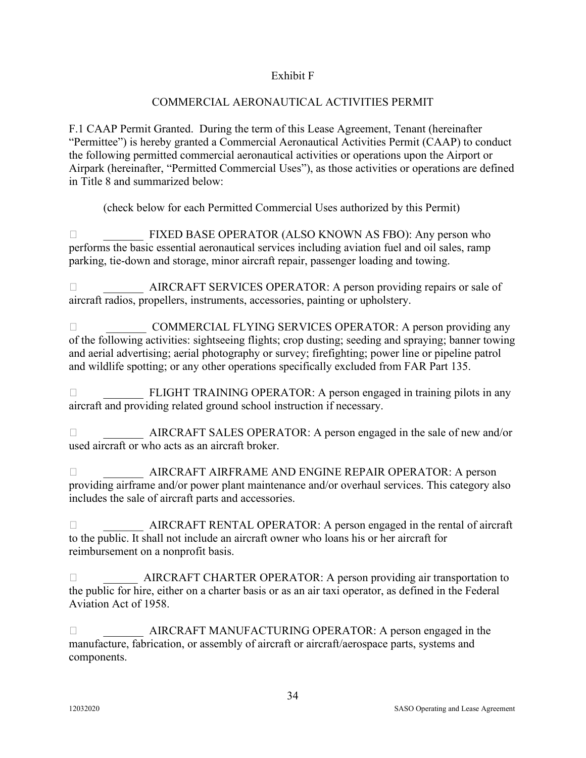Exhibit F

COMMERCIAL AERONAUTICAL ACTIVITIES PERMIT

F.1 CAAP Permit Granted. During the term of this Lease Agreement, Tenant (hereinafter "Permittee") is hereby granted a Commercial Aeronautical Activities Permit (CAAP) to conduct the following permitted commercial aeronautical activities or operations upon the Airport or Airpark (hereinafter, "Permitted Commercial Uses"), as those activities or operations are defined in Title 8 and summarized below:

(check below for each Permitted Commercial Uses authorized by this Permit)

☐ _______ FIXED BASE OPERATOR (ALSO KNOWN AS FBO): Any person who performs the basic essential aeronautical services including aviation fuel and oil sales, ramp parking, tie-down and storage, minor aircraft repair, passenger loading and towing.

☐ _______ AIRCRAFT SERVICES OPERATOR: A person providing repairs or sale of aircraft radios, propellers, instruments, accessories, painting or upholstery.

☐ _______ COMMERCIAL FLYING SERVICES OPERATOR: A person providing any of the following activities: sightseeing flights; crop dusting; seeding and spraying; banner towing and aerial advertising; aerial photography or survey; firefighting; power line or pipeline patrol and wildlife spotting; or any other operations specifically excluded from FAR Part 135.

☐ _______ FLIGHT TRAINING OPERATOR: A person engaged in training pilots in any aircraft and providing related ground school instruction if necessary.

☐ _______ AIRCRAFT SALES OPERATOR: A person engaged in the sale of new and/or used aircraft or who acts as an aircraft broker.

☐ _______ AIRCRAFT AIRFRAME AND ENGINE REPAIR OPERATOR: A person providing airframe and/or power plant maintenance and/or overhaul services. This category also includes the sale of aircraft parts and accessories.

☐ _______ AIRCRAFT RENTAL OPERATOR: A person engaged in the rental of aircraft to the public. It shall not include an aircraft owner who loans his or her aircraft for reimbursement on a nonprofit basis.

☐ ______ AIRCRAFT CHARTER OPERATOR: A person providing air transportation to the public for hire, either on a charter basis or as an air taxi operator, as defined in the Federal Aviation Act of 1958.

☐ _______ AIRCRAFT MANUFACTURING OPERATOR: A person engaged in the manufacture, fabrication, or assembly of aircraft or aircraft/aerospace parts, systems and components.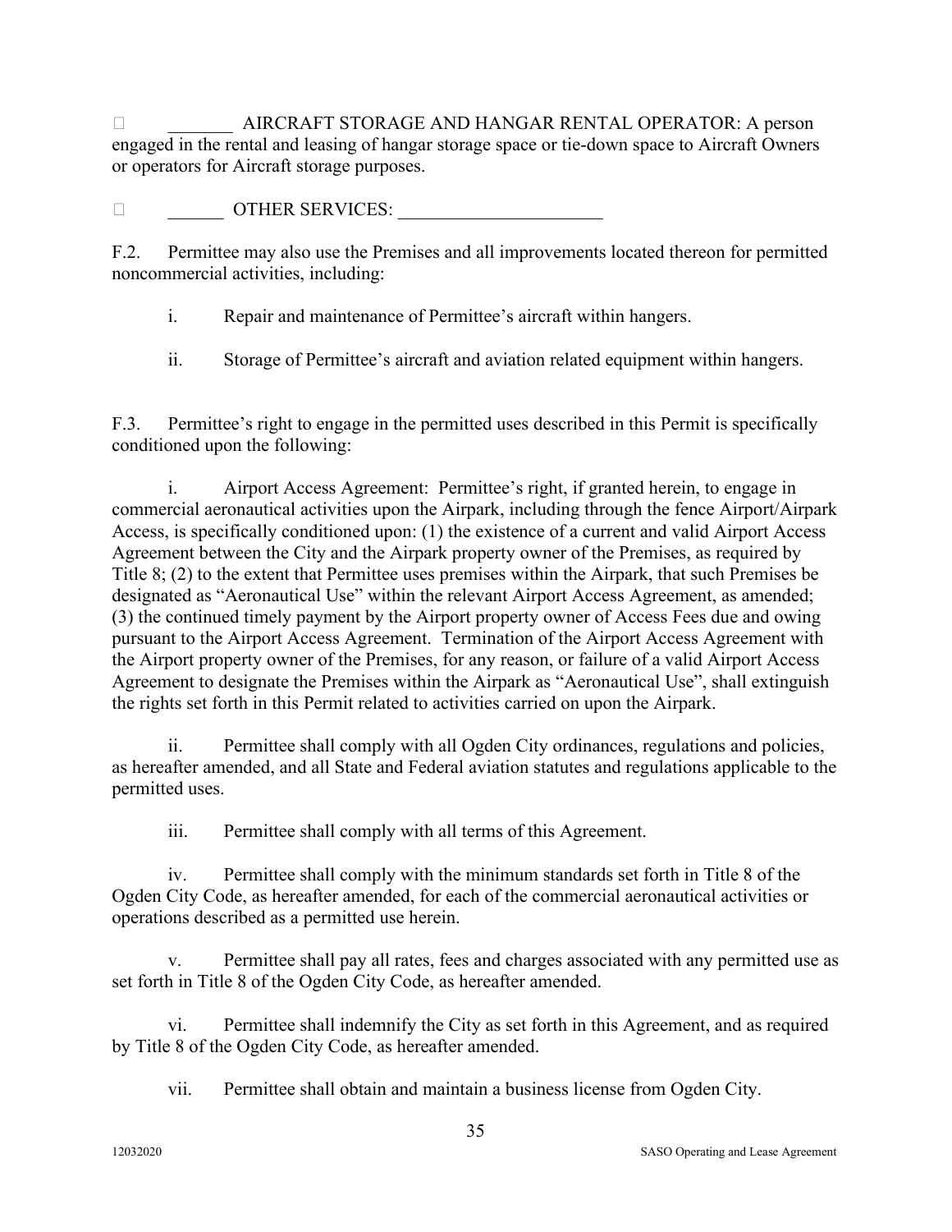☐ _______ AIRCRAFT STORAGE AND HANGAR RENTAL OPERATOR: A person engaged in the rental and leasing of hangar storage space or tie-down space to Aircraft Owners or operators for Aircraft storage purposes.

☐ ______ OTHER SERVICES: ______________________

F.2. Permittee may also use the Premises and all improvements located thereon for permitted noncommercial activities, including:

i. Repair and maintenance of Permittee's aircraft within hangers.

ii. Storage of Permittee's aircraft and aviation related equipment within hangers.

F.3. Permittee's right to engage in the permitted uses described in this Permit is specifically conditioned upon the following:

i. Airport Access Agreement: Permittee's right, if granted herein, to engage in commercial aeronautical activities upon the Airpark, including through the fence Airport/Airpark Access, is specifically conditioned upon: (1) the existence of a current and valid Airport Access Agreement between the City and the Airpark property owner of the Premises, as required by Title 8; (2) to the extent that Permittee uses premises within the Airpark, that such Premises be designated as "Aeronautical Use" within the relevant Airport Access Agreement, as amended; (3) the continued timely payment by the Airport property owner of Access Fees due and owing pursuant to the Airport Access Agreement. Termination of the Airport Access Agreement with the Airport property owner of the Premises, for any reason, or failure of a valid Airport Access Agreement to designate the Premises within the Airpark as "Aeronautical Use", shall extinguish the rights set forth in this Permit related to activities carried on upon the Airpark.

ii. Permittee shall comply with all Ogden City ordinances, regulations and policies, as hereafter amended, and all State and Federal aviation statutes and regulations applicable to the permitted uses.

iii. Permittee shall comply with all terms of this Agreement.

iv. Permittee shall comply with the minimum standards set forth in Title 8 of the Ogden City Code, as hereafter amended, for each of the commercial aeronautical activities or operations described as a permitted use herein.

v. Permittee shall pay all rates, fees and charges associated with any permitted use as set forth in Title 8 of the Ogden City Code, as hereafter amended.

vi. Permittee shall indemnify the City as set forth in this Agreement, and as required by Title 8 of the Ogden City Code, as hereafter amended.

vii. Permittee shall obtain and maintain a business license from Ogden City.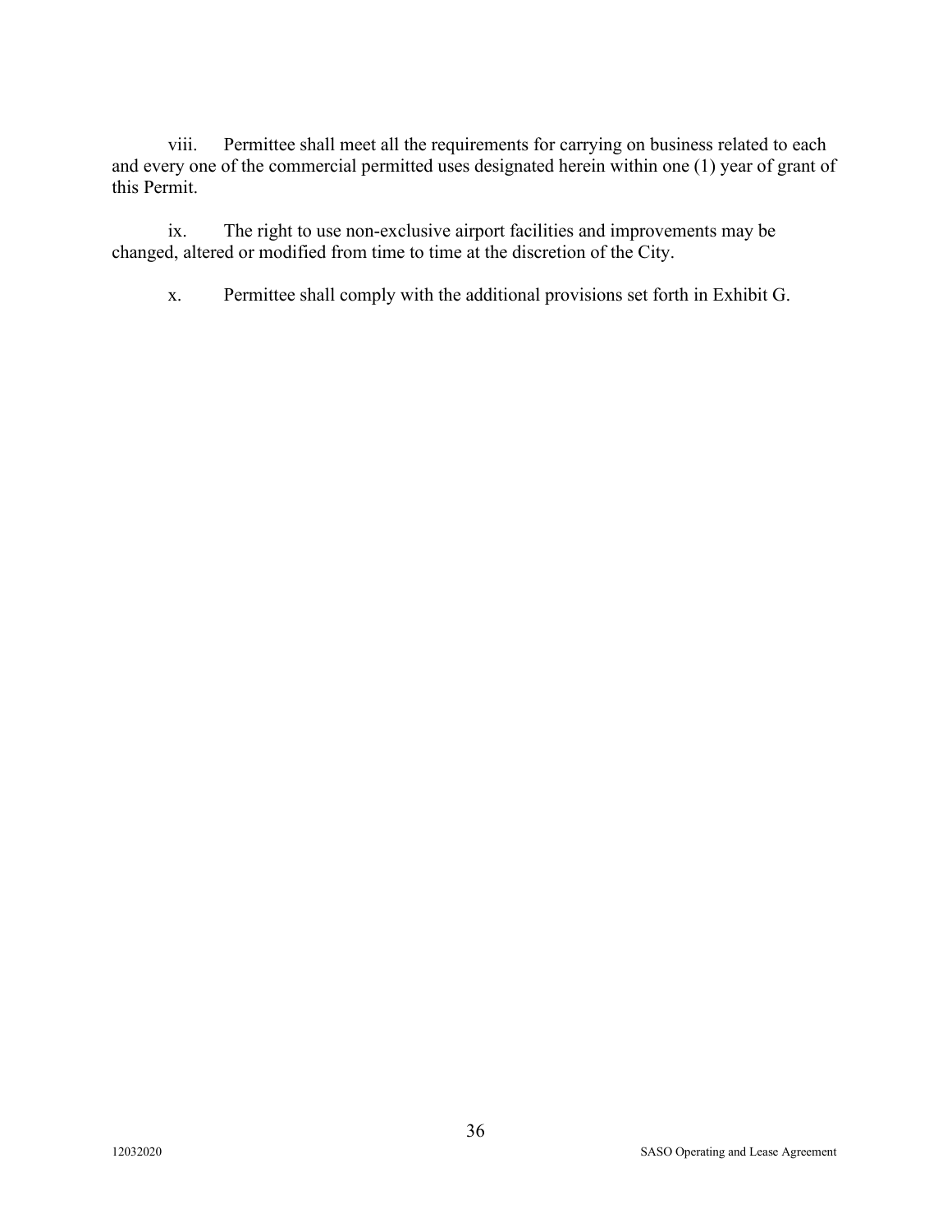viii. Permittee shall meet all the requirements for carrying on business related to each and every one of the commercial permitted uses designated herein within one (1) year of grant of this Permit.

ix. The right to use non-exclusive airport facilities and improvements may be changed, altered or modified from time to time at the discretion of the City.

x. Permittee shall comply with the additional provisions set forth in Exhibit G.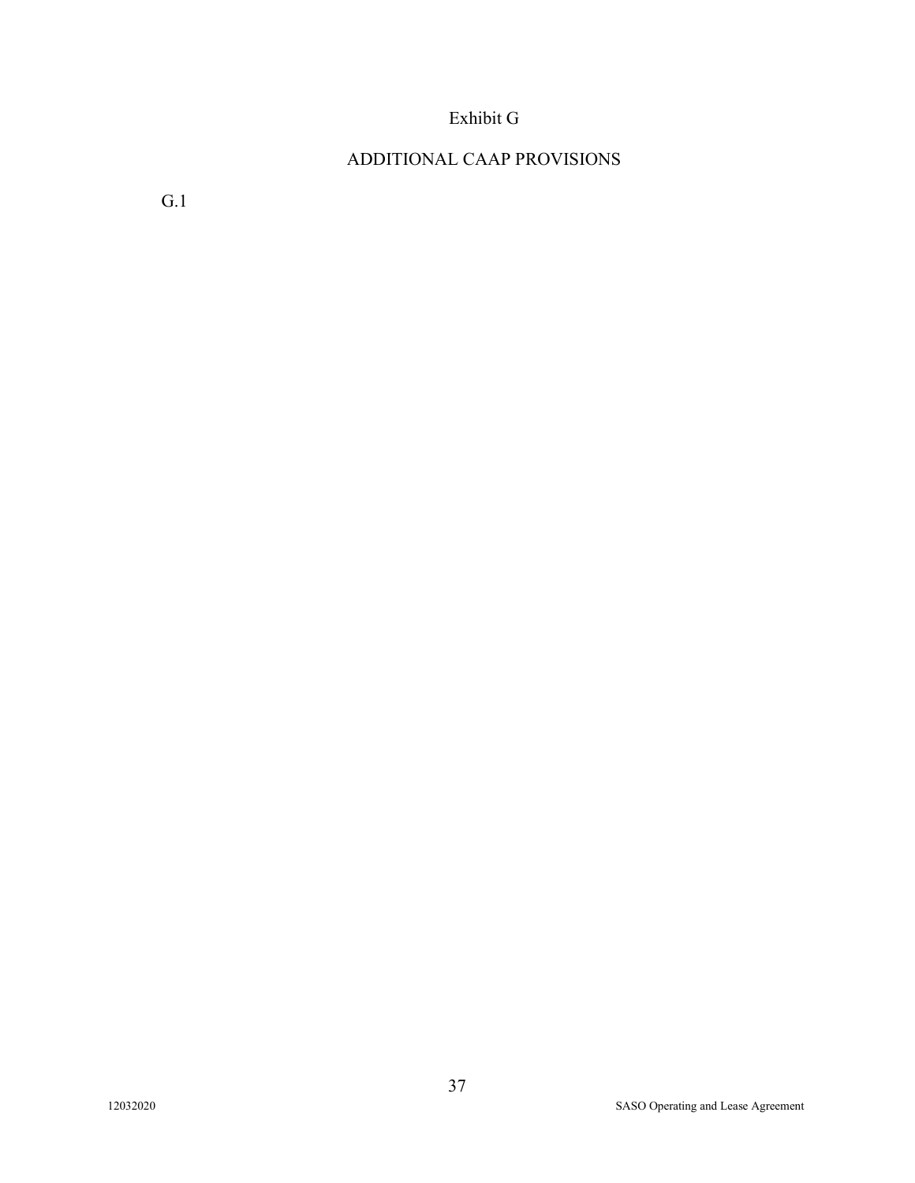# Exhibit G

## ADDITIONAL CAAP PROVISIONS

G.1